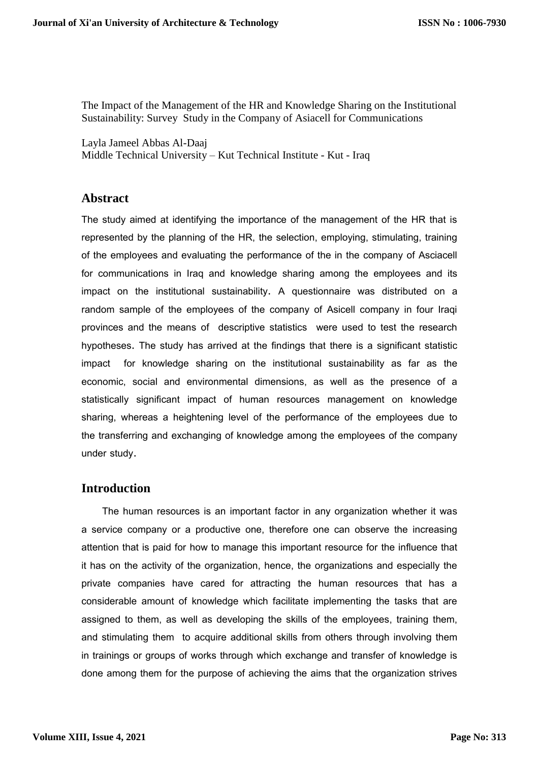The Impact of the Management of the HR and Knowledge Sharing on the Institutional Sustainability: Survey Study in the Company of Asiacell for Communications

Layla Jameel Abbas Al-Daaj
Middle Technical University – Kut Technical Institute - Kut - Iraq

## Abstract

The study aimed at identifying the importance of the management of the HR that is represented by the planning of the HR, the selection, employing, stimulating, training of the employees and evaluating the performance of the in the company of Asciacell for communications in Iraq and knowledge sharing among the employees and its impact on the institutional sustainability. A questionnaire was distributed on a random sample of the employees of the company of Asicell company in four Iraqi provinces and the means of descriptive statistics were used to test the research hypotheses. The study has arrived at the findings that there is a significant statistic impact for knowledge sharing on the institutional sustainability as far as the economic, social and environmental dimensions, as well as the presence of a statistically significant impact of human resources management on knowledge sharing, whereas a heightening level of the performance of the employees due to the transferring and exchanging of knowledge among the employees of the company under study.

## Introduction

The human resources is an important factor in any organization whether it was a service company or a productive one, therefore one can observe the increasing attention that is paid for how to manage this important resource for the influence that it has on the activity of the organization, hence, the organizations and especially the private companies have cared for attracting the human resources that has a considerable amount of knowledge which facilitate implementing the tasks that are assigned to them, as well as developing the skills of the employees, training them, and stimulating them to acquire additional skills from others through involving them in trainings or groups of works through which exchange and transfer of knowledge is done among them for the purpose of achieving the aims that the organization strives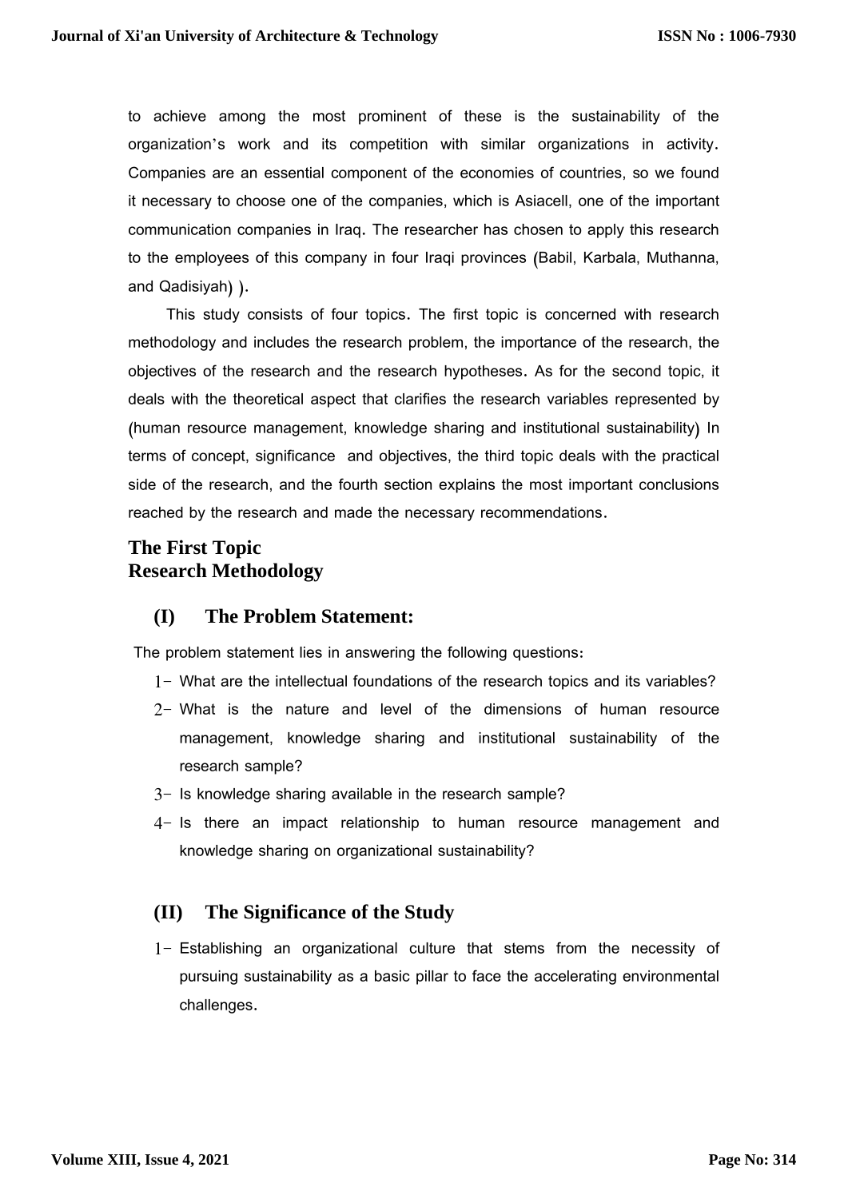to achieve among the most prominent of these is the sustainability of the organization's work and its competition with similar organizations in activity. Companies are an essential component of the economies of countries, so we found it necessary to choose one of the companies, which is Asiacell, one of the important communication companies in Iraq. The researcher has chosen to apply this research to the employees of this company in four Iraqi provinces (Babil, Karbala, Muthanna, and Qadisiyah) ).

This study consists of four topics. The first topic is concerned with research methodology and includes the research problem, the importance of the research, the objectives of the research and the research hypotheses. As for the second topic, it deals with the theoretical aspect that clarifies the research variables represented by (human resource management, knowledge sharing and institutional sustainability) In terms of concept, significance and objectives, the third topic deals with the practical side of the research, and the fourth section explains the most important conclusions reached by the research and made the necessary recommendations.

## The First Topic
## Research Methodology

### (I) The Problem Statement:

The problem statement lies in answering the following questions:

1- What are the intellectual foundations of the research topics and its variables?
2- What is the nature and level of the dimensions of human resource management, knowledge sharing and institutional sustainability of the research sample?
3- Is knowledge sharing available in the research sample?
4- Is there an impact relationship to human resource management and knowledge sharing on organizational sustainability?

### (II) The Significance of the Study

1- Establishing an organizational culture that stems from the necessity of pursuing sustainability as a basic pillar to face the accelerating environmental challenges.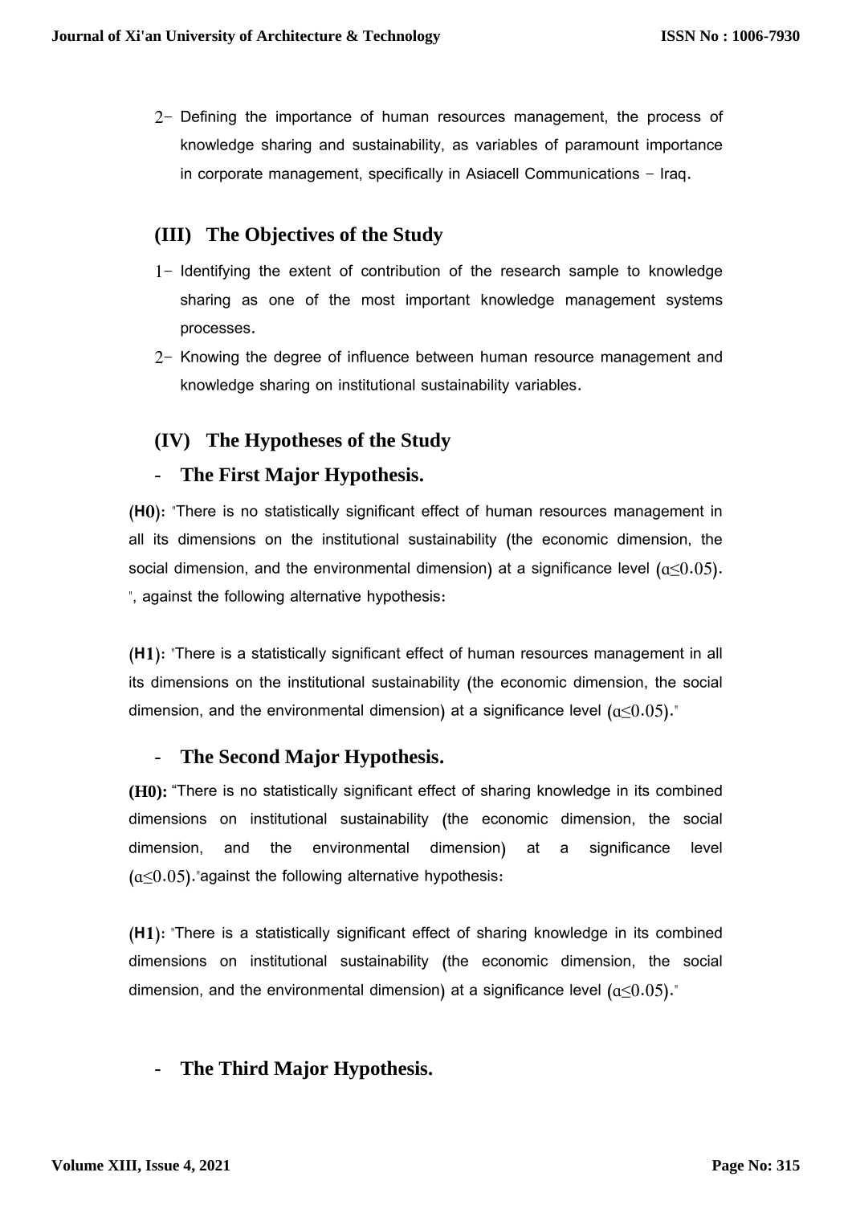2- Defining the importance of human resources management, the process of knowledge sharing and sustainability, as variables of paramount importance in corporate management, specifically in Asiacell Communications – Iraq.

## (III) The Objectives of the Study

1- Identifying the extent of contribution of the research sample to knowledge sharing as one of the most important knowledge management systems processes.

2- Knowing the degree of influence between human resource management and knowledge sharing on institutional sustainability variables.

## (IV) The Hypotheses of the Study

### - The First Major Hypothesis.

**(H0)**: "There is no statistically significant effect of human resources management in all its dimensions on the institutional sustainability (the economic dimension, the social dimension, and the environmental dimension) at a significance level ($\alpha \leq 0.05$). ", against the following alternative hypothesis:

**(H1)**: "There is a statistically significant effect of human resources management in all its dimensions on the institutional sustainability (the economic dimension, the social dimension, and the environmental dimension) at a significance level ($\alpha \leq 0.05$)."

### - The Second Major Hypothesis.

**(H0):** "There is no statistically significant effect of sharing knowledge in its combined dimensions on institutional sustainability (the economic dimension, the social dimension, and the environmental dimension) at a significance level ($\alpha \leq 0.05$)."against the following alternative hypothesis:

**(H1)**: "There is a statistically significant effect of sharing knowledge in its combined dimensions on institutional sustainability (the economic dimension, the social dimension, and the environmental dimension) at a significance level ($\alpha \leq 0.05$)."

### - The Third Major Hypothesis.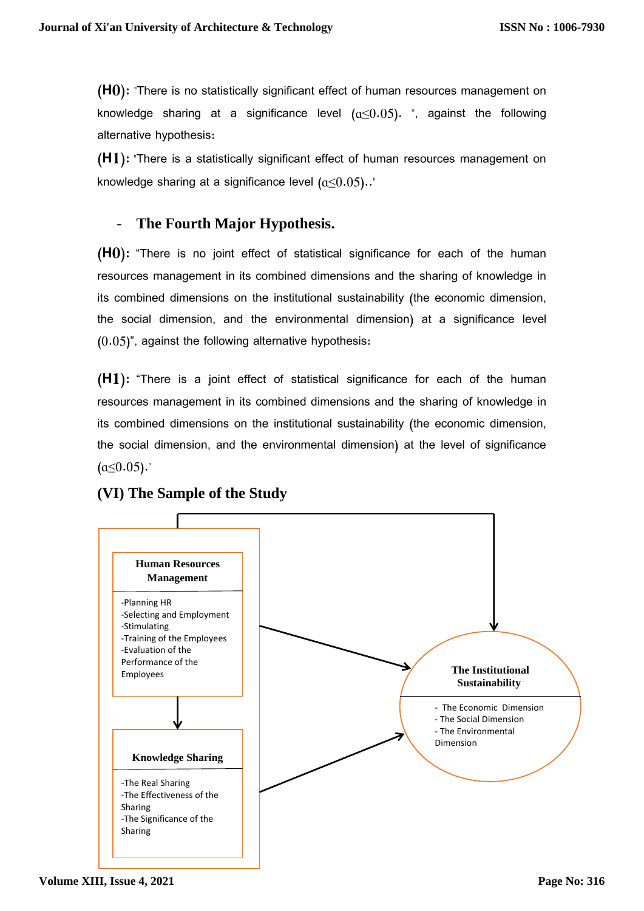**(H0):** "There is no statistically significant effect of human resources management on knowledge sharing at a significance level ($\alpha \leq 0.05$). ", against the following alternative hypothesis:

**(H1):** "There is a statistically significant effect of human resources management on knowledge sharing at a significance level ($\alpha \leq 0.05$).."

- **The Fourth Major Hypothesis.**

**(H0):** "There is no joint effect of statistical significance for each of the human resources management in its combined dimensions and the sharing of knowledge in its combined dimensions on the institutional sustainability (the economic dimension, the social dimension, and the environmental dimension) at a significance level (0.05)", against the following alternative hypothesis:

**(H1):** "There is a joint effect of statistical significance for each of the human resources management in its combined dimensions and the sharing of knowledge in its combined dimensions on the institutional sustainability (the economic dimension, the social dimension, and the environmental dimension) at the level of significance ($\alpha \leq 0.05$)."

## (VI) The Sample of the Study

**Human Resources Management**

- Planning HR
- Selecting and Employment
- Stimulating
- Training of the Employees
- Evaluation of the Performance of the Employees

**Knowledge Sharing**

- The Real Sharing
- The Effectiveness of the Sharing
- The Significance of the Sharing

**The Institutional Sustainability**

- The Economic Dimension
- The Social Dimension
- The Environmental Dimension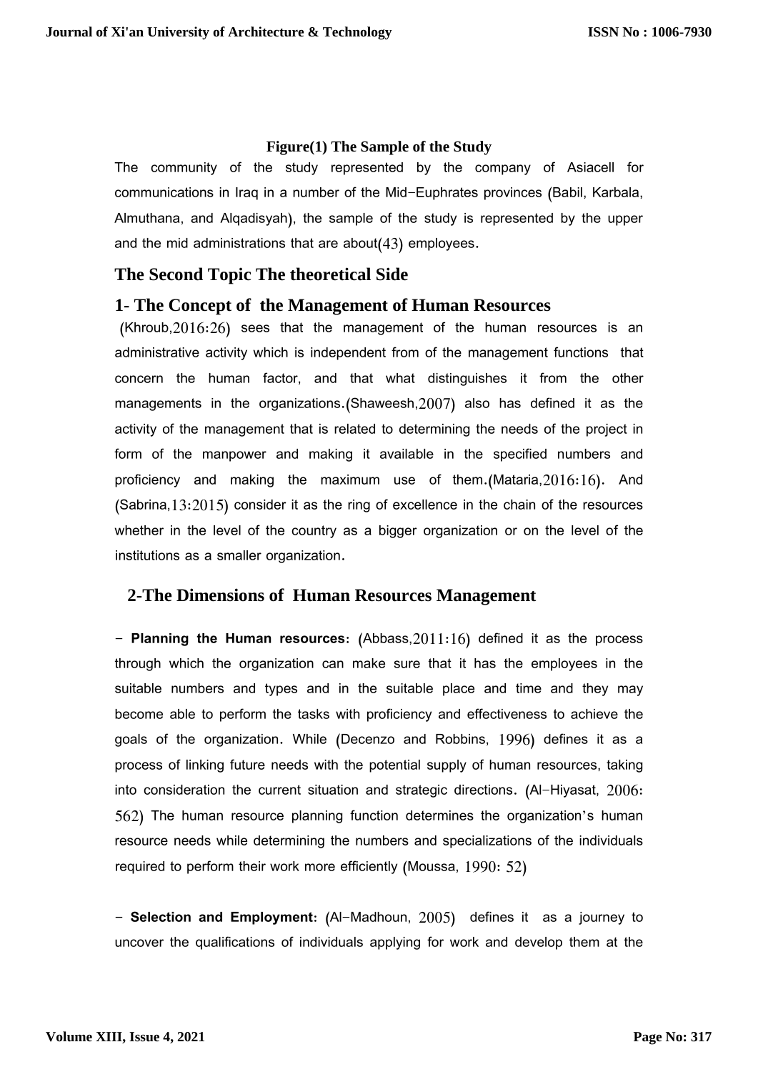**Figure(1) The Sample of the Study**

The community of the study represented by the company of Asiacell for communications in Iraq in a number of the Mid-Euphrates provinces (Babil, Karbala, Almuthana, and Alqadisyah), the sample of the study is represented by the upper and the mid administrations that are about(43) employees.

## The Second Topic The theoretical Side

### 1- The Concept of the Management of Human Resources

(Khroub,2016:26) sees that the management of the human resources is an administrative activity which is independent from of the management functions that concern the human factor, and that what distinguishes it from the other managements in the organizations.(Shaweesh,2007) also has defined it as the activity of the management that is related to determining the needs of the project in form of the manpower and making it available in the specified numbers and proficiency and making the maximum use of them.(Mataria,2016:16). And (Sabrina,13:2015) consider it as the ring of excellence in the chain of the resources whether in the level of the country as a bigger organization or on the level of the institutions as a smaller organization.

### 2-The Dimensions of Human Resources Management

- **Planning the Human resources:** (Abbass,2011:16) defined it as the process through which the organization can make sure that it has the employees in the suitable numbers and types and in the suitable place and time and they may become able to perform the tasks with proficiency and effectiveness to achieve the goals of the organization. While (Decenzo and Robbins, 1996) defines it as a process of linking future needs with the potential supply of human resources, taking into consideration the current situation and strategic directions. (Al-Hiyasat, 2006: 562) The human resource planning function determines the organization's human resource needs while determining the numbers and specializations of the individuals required to perform their work more efficiently (Moussa, 1990: 52)

- **Selection and Employment:** (Al-Madhoun, 2005) defines it as a journey to uncover the qualifications of individuals applying for work and develop them at the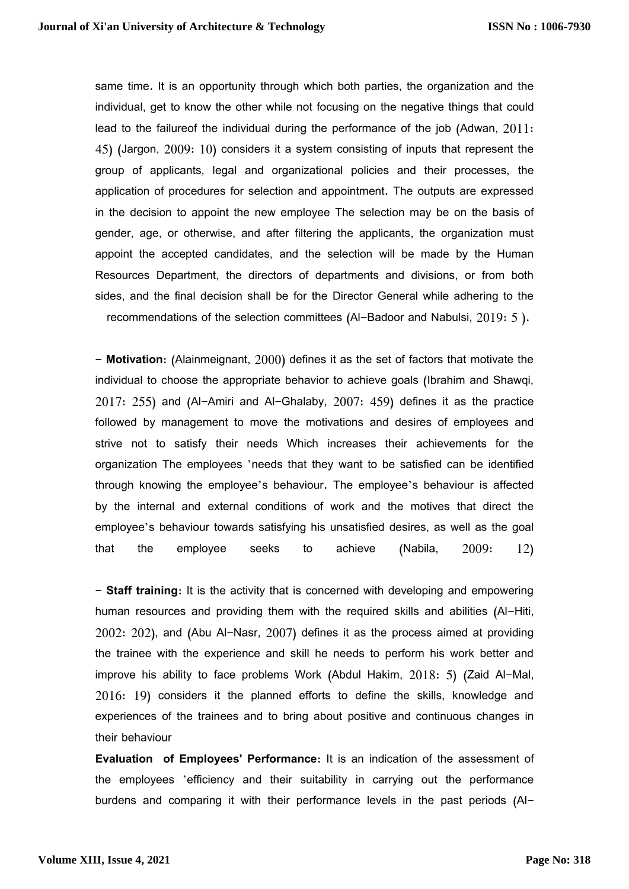same time. It is an opportunity through which both parties, the organization and the individual, get to know the other while not focusing on the negative things that could lead to the failureof the individual during the performance of the job (Adwan, 2011: 45) (Jargon, 2009: 10) considers it a system consisting of inputs that represent the group of applicants, legal and organizational policies and their processes, the application of procedures for selection and appointment. The outputs are expressed in the decision to appoint the new employee The selection may be on the basis of gender, age, or otherwise, and after filtering the applicants, the organization must appoint the accepted candidates, and the selection will be made by the Human Resources Department, the directors of departments and divisions, or from both sides, and the final decision shall be for the Director General while adhering to the recommendations of the selection committees (Al-Badoor and Nabulsi, 2019: 5 ).

- **Motivation:** (Alainmeignant, 2000) defines it as the set of factors that motivate the individual to choose the appropriate behavior to achieve goals (Ibrahim and Shawqi, 2017: 255) and (Al-Amiri and Al-Ghalaby, 2007: 459) defines it as the practice followed by management to move the motivations and desires of employees and strive not to satisfy their needs Which increases their achievements for the organization The employees 'needs that they want to be satisfied can be identified through knowing the employee's behaviour. The employee's behaviour is affected by the internal and external conditions of work and the motives that direct the employee's behaviour towards satisfying his unsatisfied desires, as well as the goal that the employee seeks to achieve (Nabila, 2009: 12)

- **Staff training:** It is the activity that is concerned with developing and empowering human resources and providing them with the required skills and abilities (Al-Hiti, 2002: 202), and (Abu Al-Nasr, 2007) defines it as the process aimed at providing the trainee with the experience and skill he needs to perform his work better and improve his ability to face problems Work (Abdul Hakim, 2018: 5) (Zaid Al-Mal, 2016: 19) considers it the planned efforts to define the skills, knowledge and experiences of the trainees and to bring about positive and continuous changes in their behaviour

**Evaluation of Employees' Performance:** It is an indication of the assessment of the employees 'efficiency and their suitability in carrying out the performance burdens and comparing it with their performance levels in the past periods (Al-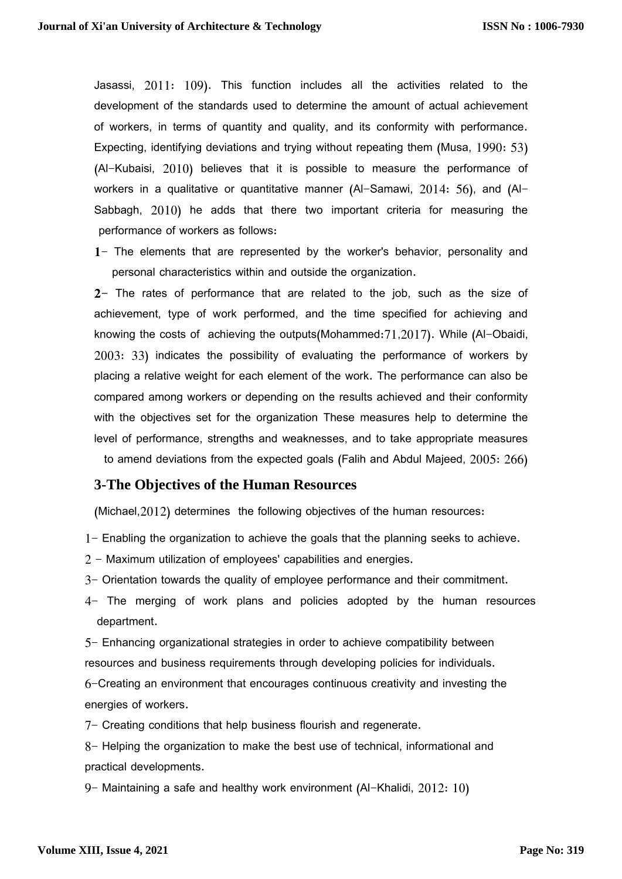Jasassi, 2011: 109). This function includes all the activities related to the development of the standards used to determine the amount of actual achievement of workers, in terms of quantity and quality, and its conformity with performance. Expecting, identifying deviations and trying without repeating them (Musa, 1990: 53) (Al-Kubaisi, 2010) believes that it is possible to measure the performance of workers in a qualitative or quantitative manner (Al-Samawi, 2014: 56), and (Al-Sabbagh, 2010) he adds that there two important criteria for measuring the performance of workers as follows:

1- The elements that are represented by the worker's behavior, personality and personal characteristics within and outside the organization.

2- The rates of performance that are related to the job, such as the size of achievement, type of work performed, and the time specified for achieving and knowing the costs of achieving the outputs(Mohammed:71,2017). While (Al-Obaidi, 2003: 33) indicates the possibility of evaluating the performance of workers by placing a relative weight for each element of the work. The performance can also be compared among workers or depending on the results achieved and their conformity with the objectives set for the organization These measures help to determine the level of performance, strengths and weaknesses, and to take appropriate measures to amend deviations from the expected goals (Falih and Abdul Majeed, 2005: 266)

## 3-The Objectives of the Human Resources

(Michael,2012) determines the following objectives of the human resources:

1- Enabling the organization to achieve the goals that the planning seeks to achieve.

2 - Maximum utilization of employees' capabilities and energies.

3- Orientation towards the quality of employee performance and their commitment.

4- The merging of work plans and policies adopted by the human resources department.

5- Enhancing organizational strategies in order to achieve compatibility between resources and business requirements through developing policies for individuals.

6-Creating an environment that encourages continuous creativity and investing the energies of workers.

7- Creating conditions that help business flourish and regenerate.

8- Helping the organization to make the best use of technical, informational and practical developments.

9- Maintaining a safe and healthy work environment (Al-Khalidi, 2012: 10)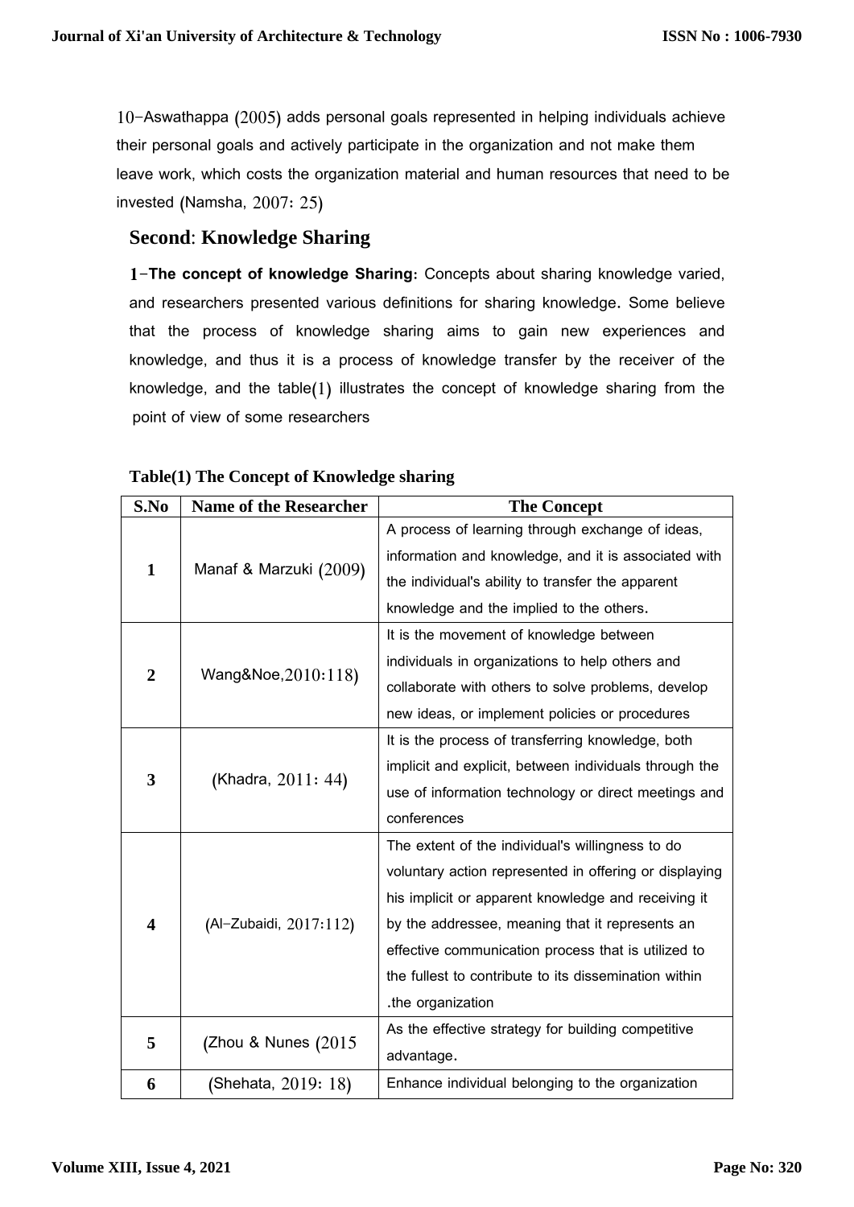10-Aswathappa (2005) adds personal goals represented in helping individuals achieve their personal goals and actively participate in the organization and not make them leave work, which costs the organization material and human resources that need to be invested (Namsha, 2007: 25)

## Second: Knowledge Sharing

**1-The concept of knowledge Sharing:** Concepts about sharing knowledge varied, and researchers presented various definitions for sharing knowledge. Some believe that the process of knowledge sharing aims to gain new experiences and knowledge, and thus it is a process of knowledge transfer by the receiver of the knowledge, and the table(1) illustrates the concept of knowledge sharing from the point of view of some researchers

**Table(1) The Concept of Knowledge sharing**

| S.No | Name of the Researcher | The Concept |
|---|---|---|
| 1 | Manaf & Marzuki (2009) | A process of learning through exchange of ideas, information and knowledge, and it is associated with the individual's ability to transfer the apparent knowledge and the implied to the others. |
| 2 | Wang&Noe,2010:118) | It is the movement of knowledge between individuals in organizations to help others and collaborate with others to solve problems, develop new ideas, or implement policies or procedures |
| 3 | (Khadra, 2011: 44) | It is the process of transferring knowledge, both implicit and explicit, between individuals through the use of information technology or direct meetings and conferences |
| 4 | (Al-Zubaidi, 2017:112) | The extent of the individual's willingness to do voluntary action represented in offering or displaying his implicit or apparent knowledge and receiving it by the addressee, meaning that it represents an effective communication process that is utilized to the fullest to contribute to its dissemination within .the organization |
| 5 | (Zhou & Nunes (2015 | As the effective strategy for building competitive advantage. |
| 6 | (Shehata, 2019: 18) | Enhance individual belonging to the organization |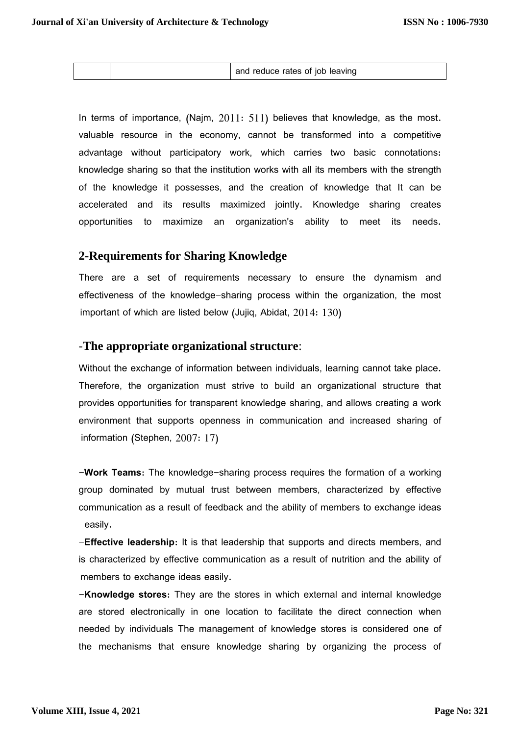|  |  | and reduce rates of job leaving |
|---|---|---|

In terms of importance, (Najm, 2011: 511) believes that knowledge, as the most. valuable resource in the economy, cannot be transformed into a competitive advantage without participatory work, which carries two basic connotations: knowledge sharing so that the institution works with all its members with the strength of the knowledge it possesses, and the creation of knowledge that It can be accelerated and its results maximized jointly. Knowledge sharing creates opportunities to maximize an organization's ability to meet its needs.

## 2-Requirements for Sharing Knowledge

There are a set of requirements necessary to ensure the dynamism and effectiveness of the knowledge-sharing process within the organization, the most important of which are listed below (Jujiq, Abidat, 2014: 130)

## -The appropriate organizational structure:

Without the exchange of information between individuals, learning cannot take place. Therefore, the organization must strive to build an organizational structure that provides opportunities for transparent knowledge sharing, and allows creating a work environment that supports openness in communication and increased sharing of information (Stephen, 2007: 17)

-**Work Teams:** The knowledge-sharing process requires the formation of a working group dominated by mutual trust between members, characterized by effective communication as a result of feedback and the ability of members to exchange ideas easily.

-**Effective leadership:** It is that leadership that supports and directs members, and is characterized by effective communication as a result of nutrition and the ability of members to exchange ideas easily.

-**Knowledge stores:** They are the stores in which external and internal knowledge are stored electronically in one location to facilitate the direct connection when needed by individuals The management of knowledge stores is considered one of the mechanisms that ensure knowledge sharing by organizing the process of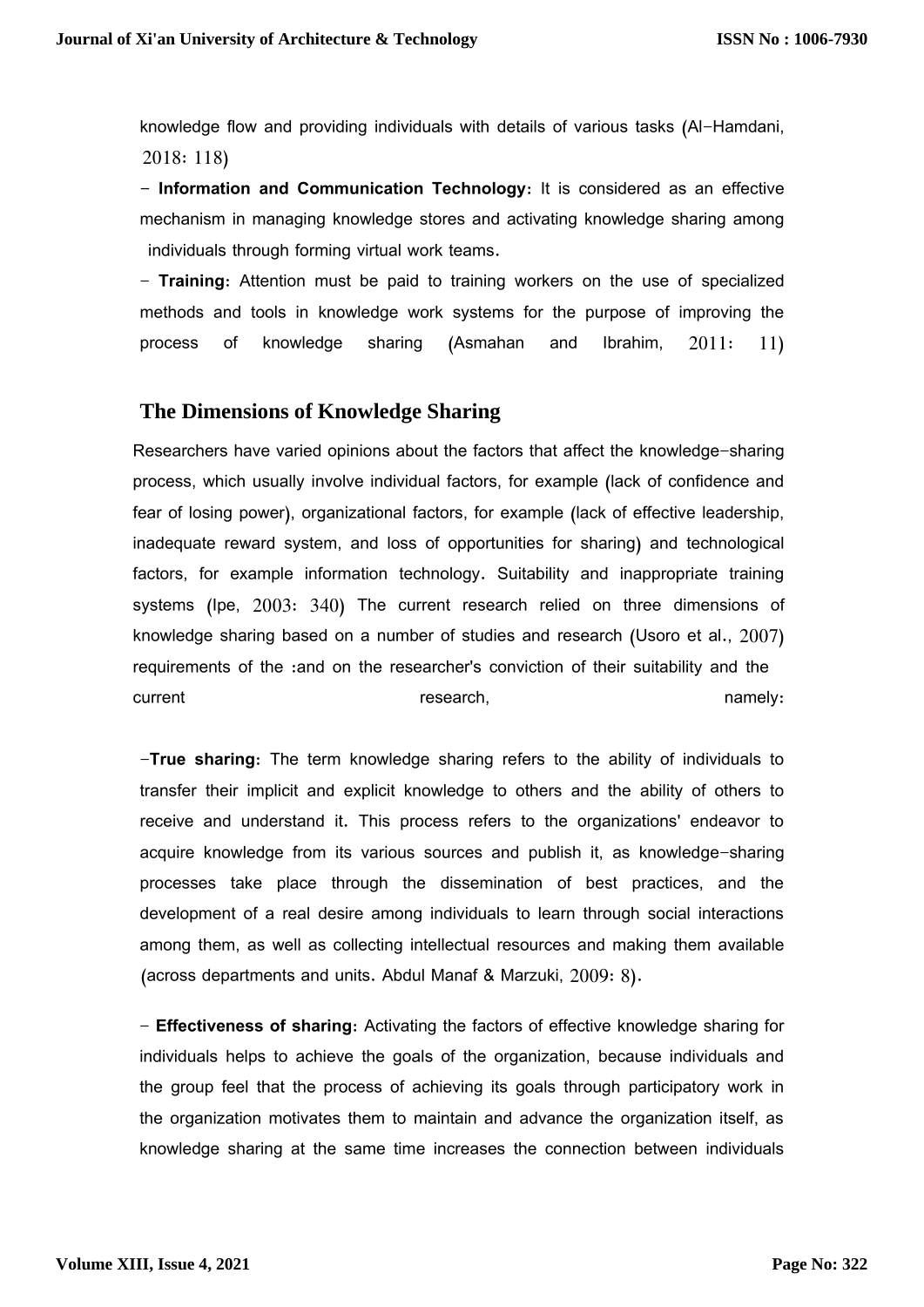knowledge flow and providing individuals with details of various tasks (Al-Hamdani, 2018: 118)

- **Information and Communication Technology**: It is considered as an effective mechanism in managing knowledge stores and activating knowledge sharing among individuals through forming virtual work teams.

- **Training**: Attention must be paid to training workers on the use of specialized methods and tools in knowledge work systems for the purpose of improving the process of knowledge sharing (Asmahan and Ibrahim, 2011: 11)

## The Dimensions of Knowledge Sharing

Researchers have varied opinions about the factors that affect the knowledge-sharing process, which usually involve individual factors, for example (lack of confidence and fear of losing power), organizational factors, for example (lack of effective leadership, inadequate reward system, and loss of opportunities for sharing) and technological factors, for example information technology. Suitability and inappropriate training systems (Ipe, 2003: 340) The current research relied on three dimensions of knowledge sharing based on a number of studies and research (Usoro et al., 2007) requirements of the :and on the researcher's conviction of their suitability and the current research, namely:

-**True sharing**: The term knowledge sharing refers to the ability of individuals to transfer their implicit and explicit knowledge to others and the ability of others to receive and understand it. This process refers to the organizations' endeavor to acquire knowledge from its various sources and publish it, as knowledge-sharing processes take place through the dissemination of best practices, and the development of a real desire among individuals to learn through social interactions among them, as well as collecting intellectual resources and making them available (across departments and units. Abdul Manaf & Marzuki, 2009: 8).

- **Effectiveness of sharing**: Activating the factors of effective knowledge sharing for individuals helps to achieve the goals of the organization, because individuals and the group feel that the process of achieving its goals through participatory work in the organization motivates them to maintain and advance the organization itself, as knowledge sharing at the same time increases the connection between individuals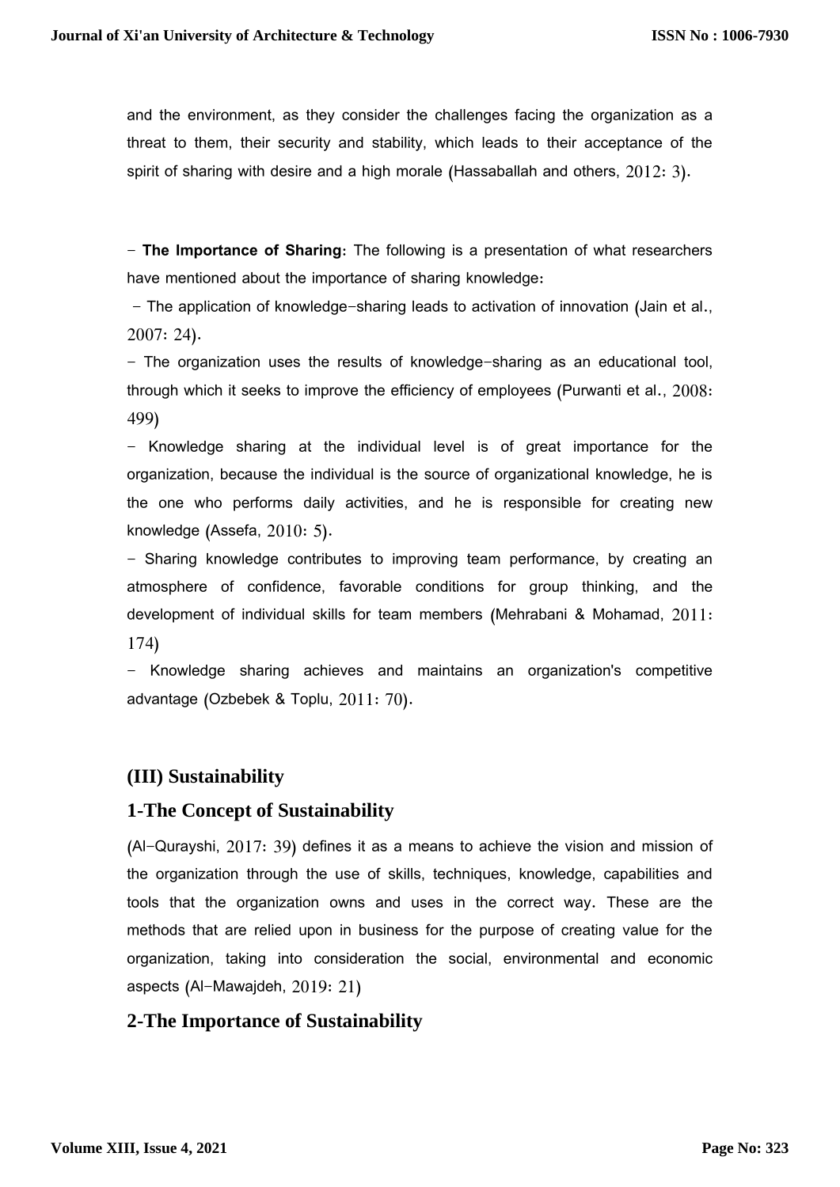and the environment, as they consider the challenges facing the organization as a threat to them, their security and stability, which leads to their acceptance of the spirit of sharing with desire and a high morale (Hassaballah and others, 2012: 3).

- **The Importance of Sharing**: The following is a presentation of what researchers have mentioned about the importance of sharing knowledge:

- The application of knowledge-sharing leads to activation of innovation (Jain et al., 2007: 24).
- The organization uses the results of knowledge-sharing as an educational tool, through which it seeks to improve the efficiency of employees (Purwanti et al., 2008: 499)
- Knowledge sharing at the individual level is of great importance for the organization, because the individual is the source of organizational knowledge, he is the one who performs daily activities, and he is responsible for creating new knowledge (Assefa, 2010: 5).
- Sharing knowledge contributes to improving team performance, by creating an atmosphere of confidence, favorable conditions for group thinking, and the development of individual skills for team members (Mehrabani & Mohamad, 2011: 174)
- Knowledge sharing achieves and maintains an organization's competitive advantage (Ozbebek & Toplu, 2011: 70).

## (III) Sustainability

### 1-The Concept of Sustainability

(Al-Qurayshi, 2017: 39) defines it as a means to achieve the vision and mission of the organization through the use of skills, techniques, knowledge, capabilities and tools that the organization owns and uses in the correct way. These are the methods that are relied upon in business for the purpose of creating value for the organization, taking into consideration the social, environmental and economic aspects (Al-Mawajdeh, 2019: 21)

### 2-The Importance of Sustainability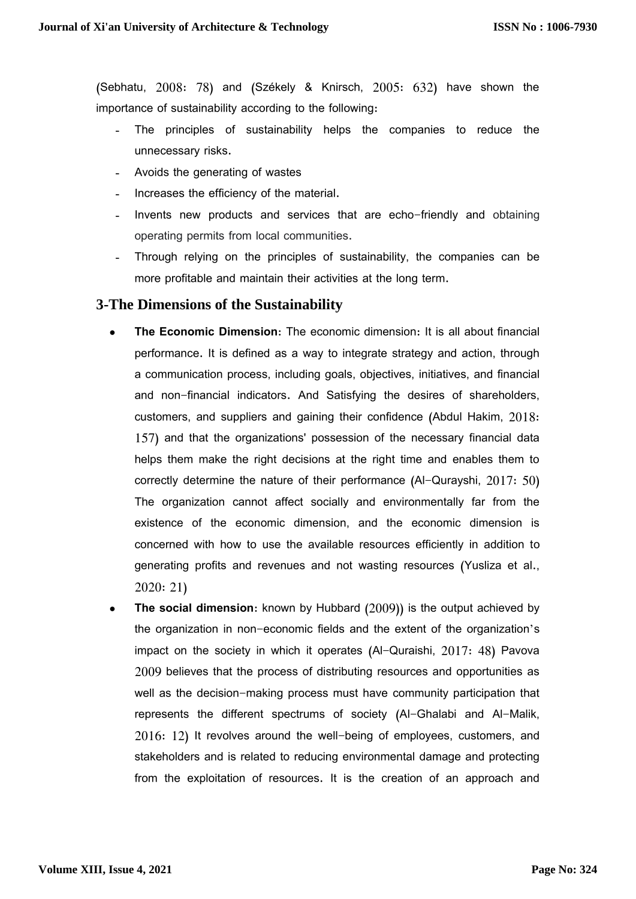(Sebhatu, 2008: 78) and (Székely & Knirsch, 2005: 632) have shown the importance of sustainability according to the following:

- The principles of sustainability helps the companies to reduce the unnecessary risks.
- Avoids the generating of wastes
- Increases the efficiency of the material.
- Invents new products and services that are echo-friendly and obtaining operating permits from local communities.
- Through relying on the principles of sustainability, the companies can be more profitable and maintain their activities at the long term.

## 3-The Dimensions of the Sustainability

- **The Economic Dimension**: The economic dimension: It is all about financial performance. It is defined as a way to integrate strategy and action, through a communication process, including goals, objectives, initiatives, and financial and non-financial indicators. And Satisfying the desires of shareholders, customers, and suppliers and gaining their confidence (Abdul Hakim, 2018: 157) and that the organizations' possession of the necessary financial data helps them make the right decisions at the right time and enables them to correctly determine the nature of their performance (Al-Qurayshi, 2017: 50) The organization cannot affect socially and environmentally far from the existence of the economic dimension, and the economic dimension is concerned with how to use the available resources efficiently in addition to generating profits and revenues and not wasting resources (Yusliza et al., 2020: 21)
- **The social dimension**: known by Hubbard (2009)) is the output achieved by the organization in non-economic fields and the extent of the organization's impact on the society in which it operates (Al-Quraishi, 2017: 48) Pavova 2009 believes that the process of distributing resources and opportunities as well as the decision-making process must have community participation that represents the different spectrums of society (Al-Ghalabi and Al-Malik, 2016: 12) It revolves around the well-being of employees, customers, and stakeholders and is related to reducing environmental damage and protecting from the exploitation of resources. It is the creation of an approach and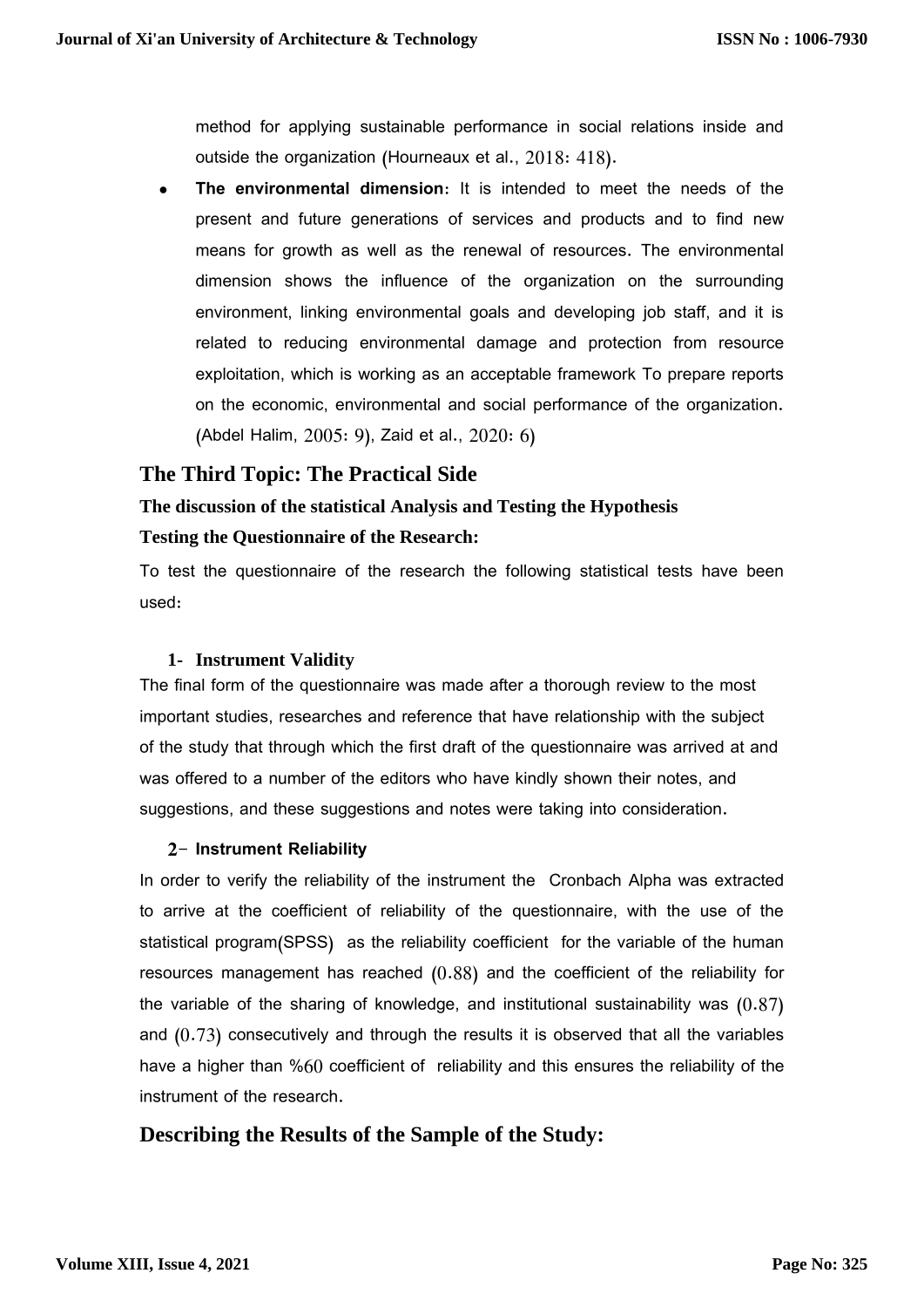method for applying sustainable performance in social relations inside and outside the organization (Hourneaux et al., 2018: 418).

- **The environmental dimension**: It is intended to meet the needs of the present and future generations of services and products and to find new means for growth as well as the renewal of resources. The environmental dimension shows the influence of the organization on the surrounding environment, linking environmental goals and developing job staff, and it is related to reducing environmental damage and protection from resource exploitation, which is working as an acceptable framework To prepare reports on the economic, environmental and social performance of the organization. (Abdel Halim, 2005: 9), Zaid et al., 2020: 6)

## The Third Topic: The Practical Side

### The discussion of the statistical Analysis and Testing the Hypothesis

### Testing the Questionnaire of the Research:

To test the questionnaire of the research the following statistical tests have been used:

#### 1- Instrument Validity

The final form of the questionnaire was made after a thorough review to the most important studies, researches and reference that have relationship with the subject of the study that through which the first draft of the questionnaire was arrived at and was offered to a number of the editors who have kindly shown their notes, and suggestions, and these suggestions and notes were taking into consideration.

#### 2- Instrument Reliability

In order to verify the reliability of the instrument the Cronbach Alpha was extracted to arrive at the coefficient of reliability of the questionnaire, with the use of the statistical program(SPSS) as the reliability coefficient for the variable of the human resources management has reached (0.88) and the coefficient of the reliability for the variable of the sharing of knowledge, and institutional sustainability was (0.87) and (0.73) consecutively and through the results it is observed that all the variables have a higher than %60 coefficient of reliability and this ensures the reliability of the instrument of the research.

## Describing the Results of the Sample of the Study: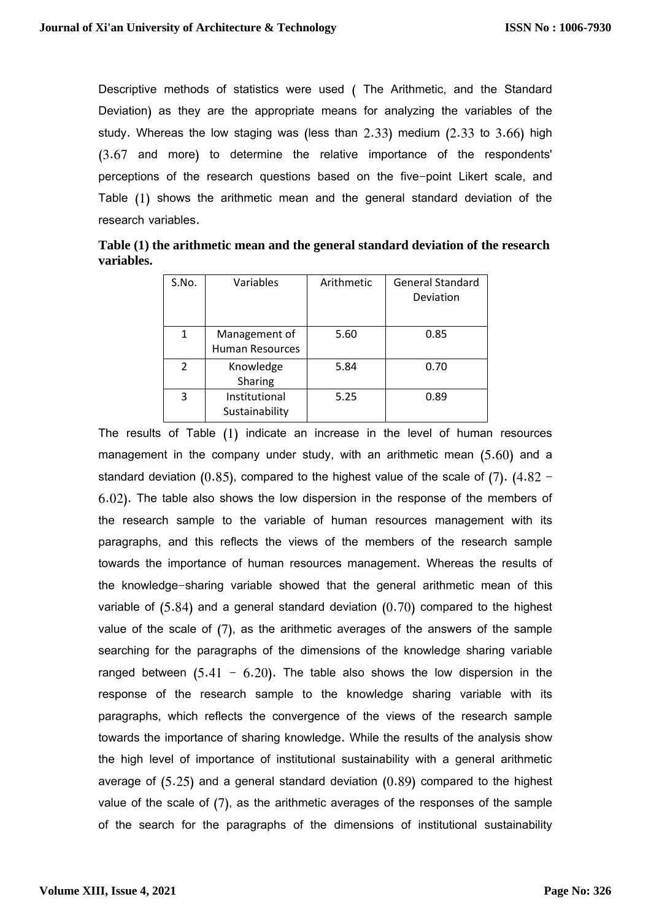Descriptive methods of statistics were used ( The Arithmetic, and the Standard Deviation) as they are the appropriate means for analyzing the variables of the study. Whereas the low staging was (less than 2.33) medium (2.33 to 3.66) high (3.67 and more) to determine the relative importance of the respondents' perceptions of the research questions based on the five-point Likert scale, and Table (1) shows the arithmetic mean and the general standard deviation of the research variables.

**Table (1) the arithmetic mean and the general standard deviation of the research variables.**

| S.No. | Variables | Arithmetic | General Standard Deviation |
|---|---|---|---|
| 1 | Management of Human Resources | 5.60 | 0.85 |
| 2 | Knowledge Sharing | 5.84 | 0.70 |
| 3 | Institutional Sustainability | 5.25 | 0.89 |

The results of Table (1) indicate an increase in the level of human resources management in the company under study, with an arithmetic mean (5.60) and a standard deviation (0.85), compared to the highest value of the scale of (7). (4.82 - 6.02). The table also shows the low dispersion in the response of the members of the research sample to the variable of human resources management with its paragraphs, and this reflects the views of the members of the research sample towards the importance of human resources management. Whereas the results of the knowledge-sharing variable showed that the general arithmetic mean of this variable of (5.84) and a general standard deviation (0.70) compared to the highest value of the scale of (7), as the arithmetic averages of the answers of the sample searching for the paragraphs of the dimensions of the knowledge sharing variable ranged between (5.41 - 6.20). The table also shows the low dispersion in the response of the research sample to the knowledge sharing variable with its paragraphs, which reflects the convergence of the views of the research sample towards the importance of sharing knowledge. While the results of the analysis show the high level of importance of institutional sustainability with a general arithmetic average of (5.25) and a general standard deviation (0.89) compared to the highest value of the scale of (7), as the arithmetic averages of the responses of the sample of the search for the paragraphs of the dimensions of institutional sustainability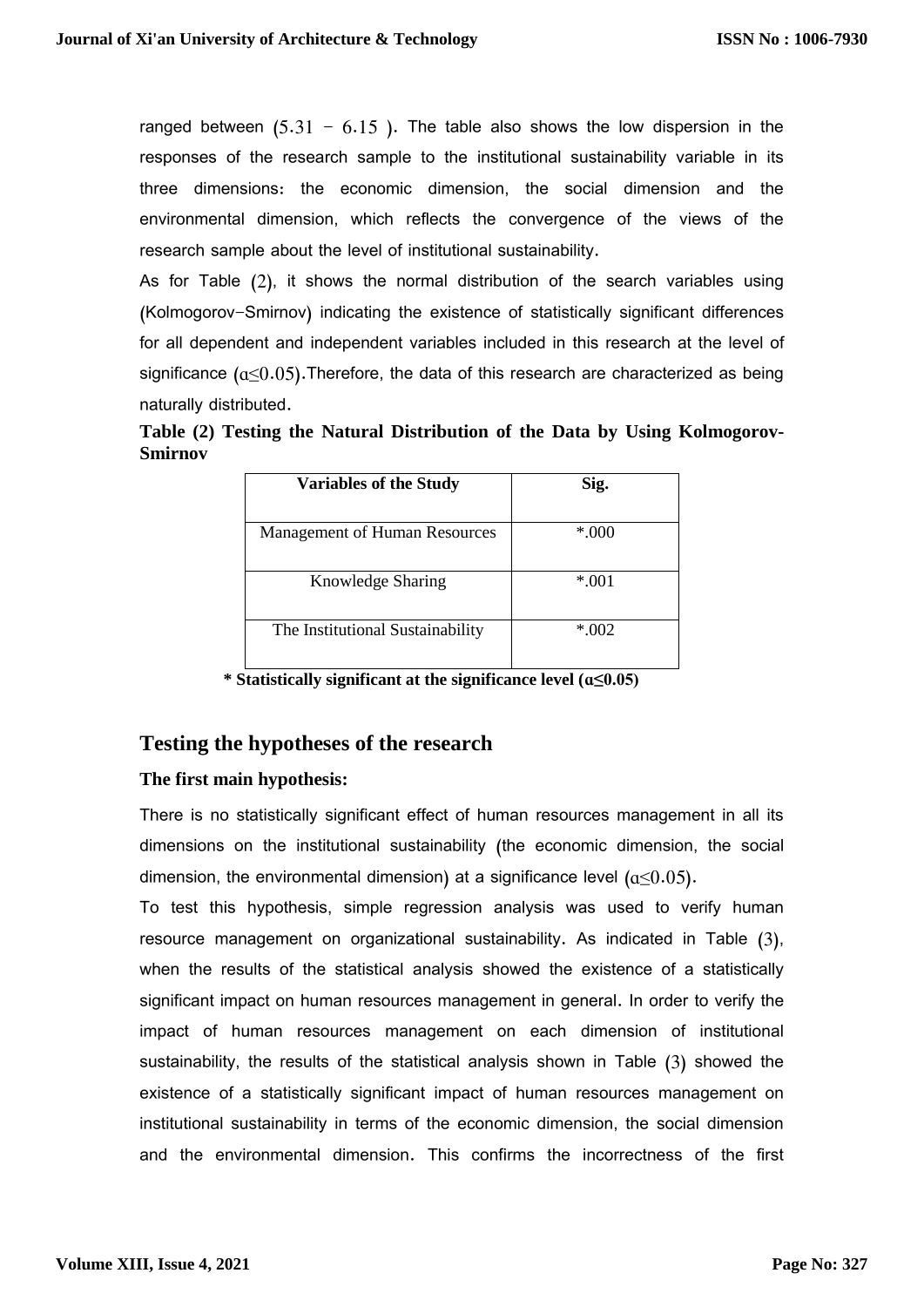ranged between $(5.31 - 6.15)$. The table also shows the low dispersion in the responses of the research sample to the institutional sustainability variable in its three dimensions: the economic dimension, the social dimension and the environmental dimension, which reflects the convergence of the views of the research sample about the level of institutional sustainability.

As for Table (2), it shows the normal distribution of the search variables using (Kolmogorov-Smirnov) indicating the existence of statistically significant differences for all dependent and independent variables included in this research at the level of significance $(\alpha \leq 0.05)$.Therefore, the data of this research are characterized as being naturally distributed.

**Table (2) Testing the Natural Distribution of the Data by Using Kolmogorov-Smirnov**

| Variables of the Study | Sig. |
|---|---|
| Management of Human Resources | *.000 |
| Knowledge Sharing | *.001 |
| The Institutional Sustainability | *.002 |

**\* Statistically significant at the significance level (α≤0.05)**

## Testing the hypotheses of the research

### The first main hypothesis:

There is no statistically significant effect of human resources management in all its dimensions on the institutional sustainability (the economic dimension, the social dimension, the environmental dimension) at a significance level $(\alpha \leq 0.05)$.

To test this hypothesis, simple regression analysis was used to verify human resource management on organizational sustainability. As indicated in Table (3), when the results of the statistical analysis showed the existence of a statistically significant impact on human resources management in general. In order to verify the impact of human resources management on each dimension of institutional sustainability, the results of the statistical analysis shown in Table (3) showed the existence of a statistically significant impact of human resources management on institutional sustainability in terms of the economic dimension, the social dimension and the environmental dimension. This confirms the incorrectness of the first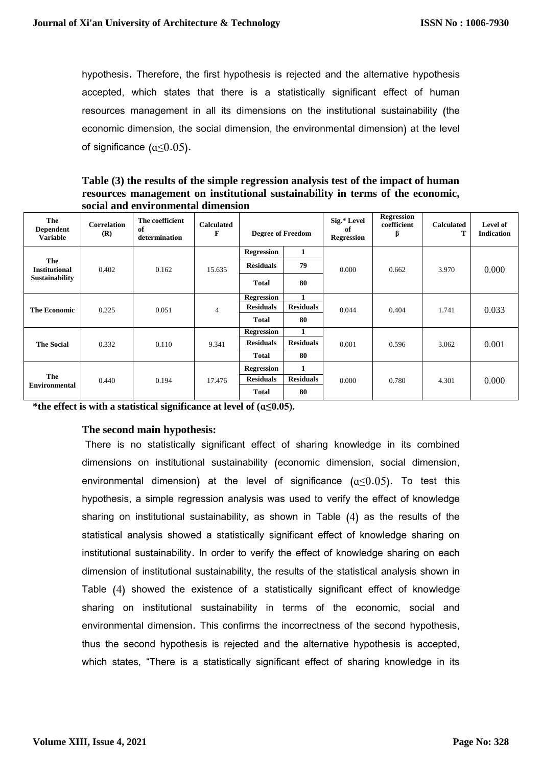hypothesis. Therefore, the first hypothesis is rejected and the alternative hypothesis accepted, which states that there is a statistically significant effect of human resources management in all its dimensions on the institutional sustainability (the economic dimension, the social dimension, the environmental dimension) at the level of significance ($\alpha \leq 0.05$).

**Table (3) the results of the simple regression analysis test of the impact of human resources management on institutional sustainability in terms of the economic, social and environmental dimension**

| The Dependent Variable | Correlation (R) | The coefficient of determination | Calculated F | Degree of Freedom | | Sig.* Level of Regression | Regression coefficient β | Calculated T | Level of Indication |
|---|---|---|---|---|---|---|---|---|---|
| The Institutional Sustainability | 0.402 | 0.162 | 15.635 | Regression | 1 | 0.000 | 0.662 | 3.970 | 0.000 |
| | | | | Residuals | 79 | | | | |
| | | | | Total | 80 | | | | |
| The Economic | 0.225 | 0.051 | 4 | Regression | 1 | 0.044 | 0.404 | 1.741 | 0.033 |
| | | | | Residuals | Residuals | | | | |
| | | | | Total | 80 | | | | |
| The Social | 0.332 | 0.110 | 9.341 | Regression | 1 | 0.001 | 0.596 | 3.062 | 0.001 |
| | | | | Residuals | Residuals | | | | |
| | | | | Total | 80 | | | | |
| The Environmental | 0.440 | 0.194 | 17.476 | Regression | 1 | 0.000 | 0.780 | 4.301 | 0.000 |
| | | | | Residuals | Residuals | | | | |
| | | | | Total | 80 | | | | |

***the effect is with a statistical significance at level of ($\alpha \leq 0.05$).**

### The second main hypothesis:

There is no statistically significant effect of sharing knowledge in its combined dimensions on institutional sustainability (economic dimension, social dimension, environmental dimension) at the level of significance ($\alpha \leq 0.05$). To test this hypothesis, a simple regression analysis was used to verify the effect of knowledge sharing on institutional sustainability, as shown in Table (4) as the results of the statistical analysis showed a statistically significant effect of knowledge sharing on institutional sustainability. In order to verify the effect of knowledge sharing on each dimension of institutional sustainability, the results of the statistical analysis shown in Table (4) showed the existence of a statistically significant effect of knowledge sharing on institutional sustainability in terms of the economic, social and environmental dimension. This confirms the incorrectness of the second hypothesis, thus the second hypothesis is rejected and the alternative hypothesis is accepted, which states, "There is a statistically significant effect of sharing knowledge in its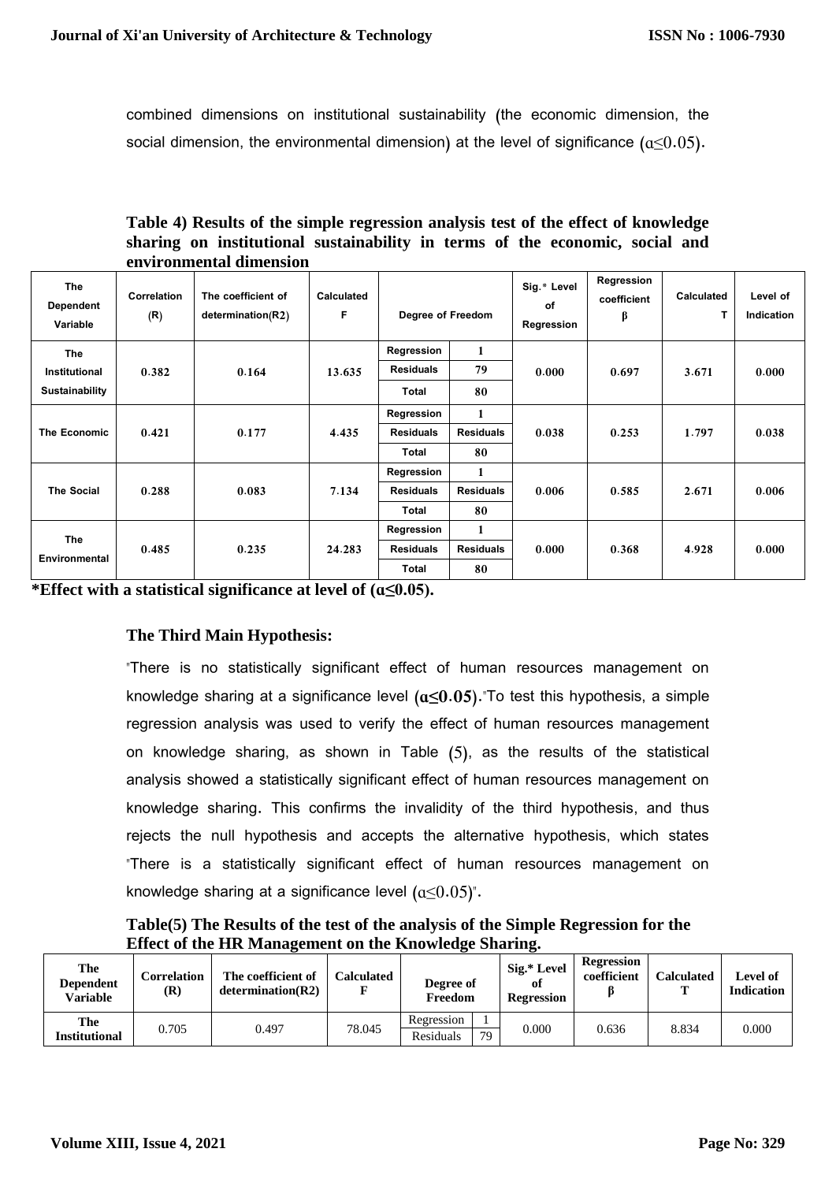combined dimensions on institutional sustainability (the economic dimension, the social dimension, the environmental dimension) at the level of significance ($\alpha \leq 0.05$).

**Table 4) Results of the simple regression analysis test of the effect of knowledge sharing on institutional sustainability in terms of the economic, social and environmental dimension**

| The Dependent Variable | Correlation (R) | The coefficient of determination(R2) | Calculated F | Degree of Freedom | | Sig.* Level of Regression | Regression coefficient β | Calculated T | Level of Indication |
|---|---|---|---|---|---|---|---|---|---|
| The Institutional Sustainability | 0.382 | 0.164 | 13.635 | Regression | 1 | 0.000 | 0.697 | 3.671 | 0.000 |
| | | | | Residuals | 79 | | | | |
| | | | | Total | 80 | | | | |
| The Economic | 0.421 | 0.177 | 4.435 | Regression | 1 | 0.038 | 0.253 | 1.797 | 0.038 |
| | | | | Residuals | Residuals | | | | |
| | | | | Total | 80 | | | | |
| The Social | 0.288 | 0.083 | 7.134 | Regression | 1 | 0.006 | 0.585 | 2.671 | 0.006 |
| | | | | Residuals | Residuals | | | | |
| | | | | Total | 80 | | | | |
| The Environmental | 0.485 | 0.235 | 24.283 | Regression | 1 | 0.000 | 0.368 | 4.928 | 0.000 |
| | | | | Residuals | Residuals | | | | |
| | | | | Total | 80 | | | | |

**\*Effect with a statistical significance at level of ($\alpha \leq 0.05$).**

### The Third Main Hypothesis:

"There is no statistically significant effect of human resources management on knowledge sharing at a significance level (**$\alpha \leq 0.05$**)."To test this hypothesis, a simple regression analysis was used to verify the effect of human resources management on knowledge sharing, as shown in Table (5), as the results of the statistical analysis showed a statistically significant effect of human resources management on knowledge sharing. This confirms the invalidity of the third hypothesis, and thus rejects the null hypothesis and accepts the alternative hypothesis, which states "There is a statistically significant effect of human resources management on knowledge sharing at a significance level ($\alpha \leq 0.05$)".

**Table(5) The Results of the test of the analysis of the Simple Regression for the Effect of the HR Management on the Knowledge Sharing.**

| The Dependent Variable | Correlation (R) | The coefficient of determination(R2) | Calculated F | Degree of Freedom | | Sig.* Level of Regression | Regression coefficient β | Calculated T | Level of Indication |
|---|---|---|---|---|---|---|---|---|---|
| The Institutional | 0.705 | 0.497 | 78.045 | Regression | 1 | 0.000 | 0.636 | 8.834 | 0.000 |
| | | | | Residuals | 79 | | | | |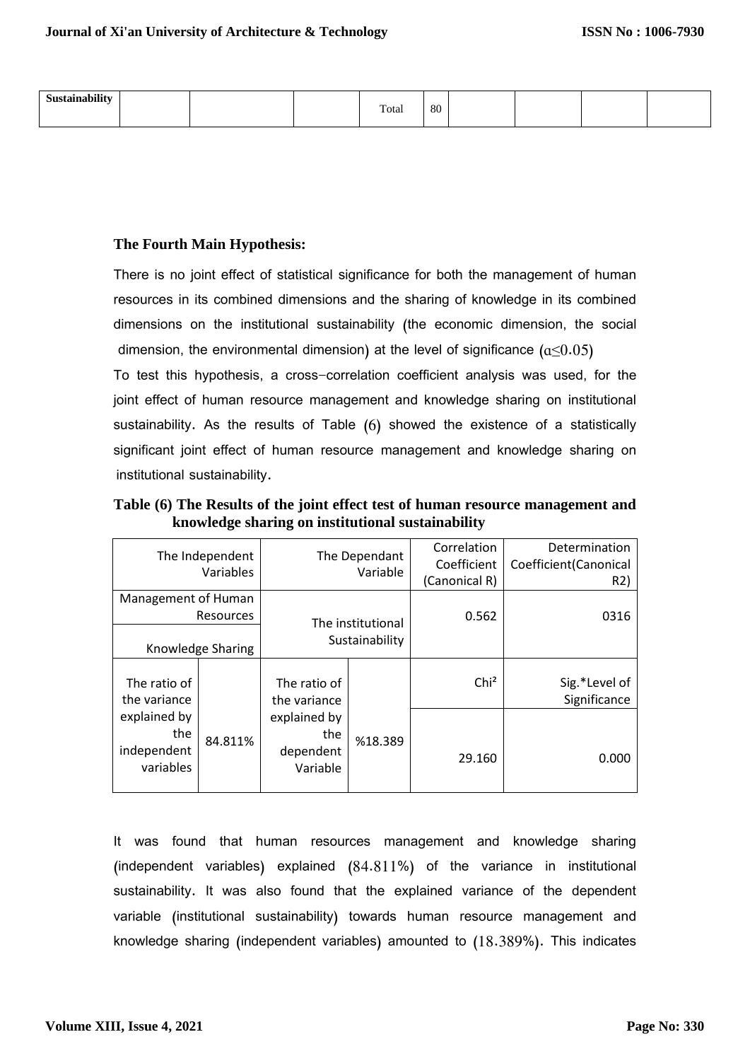| Sustainability | | | | Total | 80 | | | | |
|---|---|---|---|---|---|---|---|---|---|

### The Fourth Main Hypothesis:

There is no joint effect of statistical significance for both the management of human resources in its combined dimensions and the sharing of knowledge in its combined dimensions on the institutional sustainability (the economic dimension, the social dimension, the environmental dimension) at the level of significance ($\alpha \leq 0.05$)

To test this hypothesis, a cross-correlation coefficient analysis was used, for the joint effect of human resource management and knowledge sharing on institutional sustainability. As the results of Table (6) showed the existence of a statistically significant joint effect of human resource management and knowledge sharing on institutional sustainability.

**Table (6) The Results of the joint effect test of human resource management and knowledge sharing on institutional sustainability**

| The Independent Variables | | The Dependant Variable | | Correlation Coefficient (Canonical R) | Determination Coefficient(Canonical R2) |
|---|---|---|---|---|---|
| Management of Human Resources | | The institutional Sustainability | | 0.562 | 0316 |
| Knowledge Sharing | | | | | |
| The ratio of the variance explained by the independent variables | 84.811% | The ratio of the variance explained by the dependent Variable | %18.389 | Chi² | Sig.*Level of Significance |
| | | | | 29.160 | 0.000 |

It was found that human resources management and knowledge sharing (independent variables) explained (84.811%) of the variance in institutional sustainability. It was also found that the explained variance of the dependent variable (institutional sustainability) towards human resource management and knowledge sharing (independent variables) amounted to (18.389%). This indicates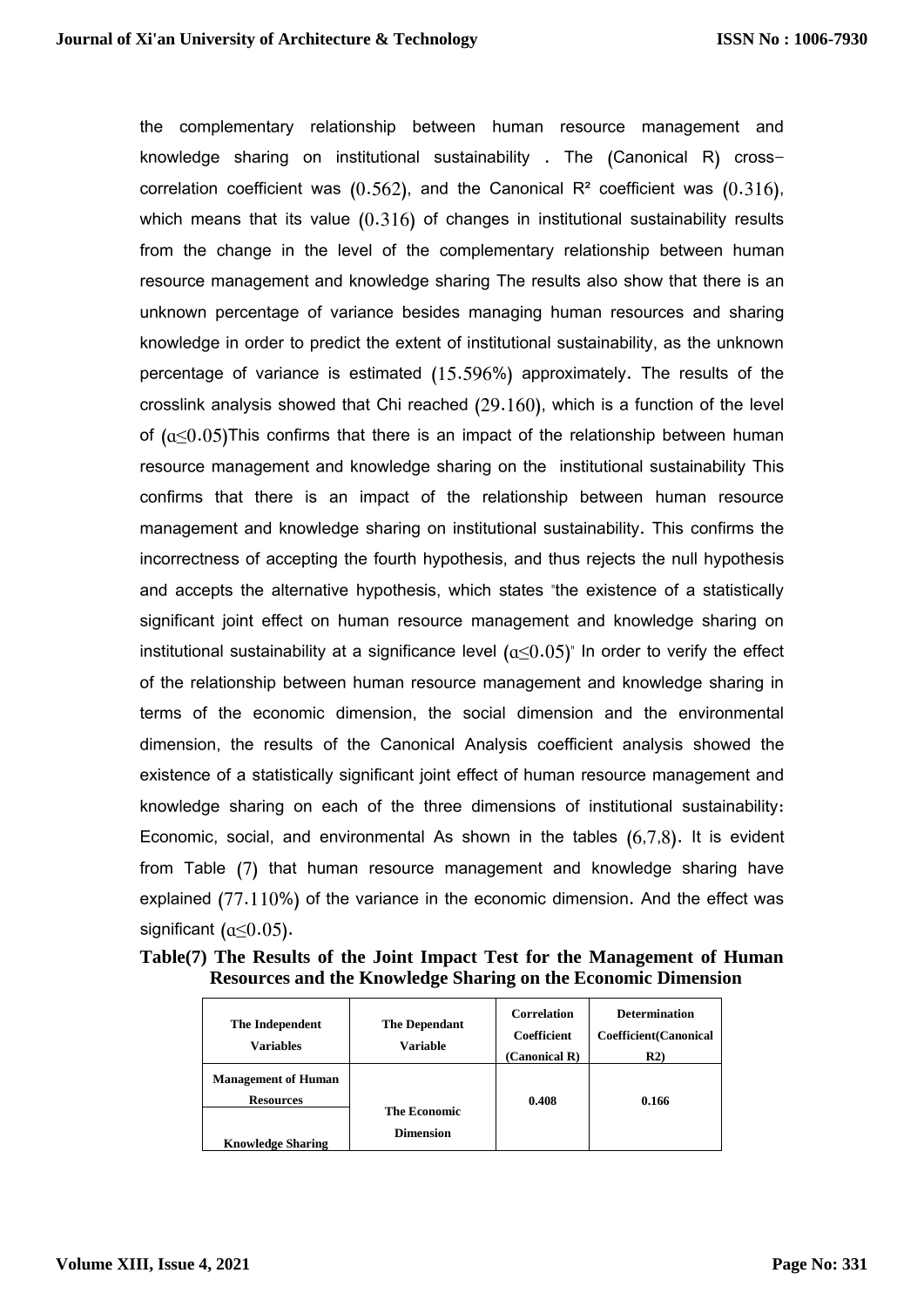the complementary relationship between human resource management and knowledge sharing on institutional sustainability . The (Canonical R) cross-correlation coefficient was (0.562), and the Canonical R² coefficient was (0.316), which means that its value (0.316) of changes in institutional sustainability results from the change in the level of the complementary relationship between human resource management and knowledge sharing The results also show that there is an unknown percentage of variance besides managing human resources and sharing knowledge in order to predict the extent of institutional sustainability, as the unknown percentage of variance is estimated (15.596%) approximately. The results of the crosslink analysis showed that Chi reached (29.160), which is a function of the level of ($\alpha \leq 0.05$)This confirms that there is an impact of the relationship between human resource management and knowledge sharing on the institutional sustainability This confirms that there is an impact of the relationship between human resource management and knowledge sharing on institutional sustainability. This confirms the incorrectness of accepting the fourth hypothesis, and thus rejects the null hypothesis and accepts the alternative hypothesis, which states "the existence of a statistically significant joint effect on human resource management and knowledge sharing on institutional sustainability at a significance level ($\alpha \leq 0.05$)" In order to verify the effect of the relationship between human resource management and knowledge sharing in terms of the economic dimension, the social dimension and the environmental dimension, the results of the Canonical Analysis coefficient analysis showed the existence of a statistically significant joint effect of human resource management and knowledge sharing on each of the three dimensions of institutional sustainability: Economic, social, and environmental As shown in the tables (6,7,8). It is evident from Table (7) that human resource management and knowledge sharing have explained (77.110%) of the variance in the economic dimension. And the effect was significant ($\alpha \leq 0.05$).

**Table(7) The Results of the Joint Impact Test for the Management of Human Resources and the Knowledge Sharing on the Economic Dimension**

| The Independent Variables | The Dependant Variable | Correlation Coefficient (Canonical R) | Determination Coefficient(Canonical R2) |
|---|---|---|---|
| Management of Human Resources | The Economic Dimension | 0.408 | 0.166 |
| Knowledge Sharing | | | |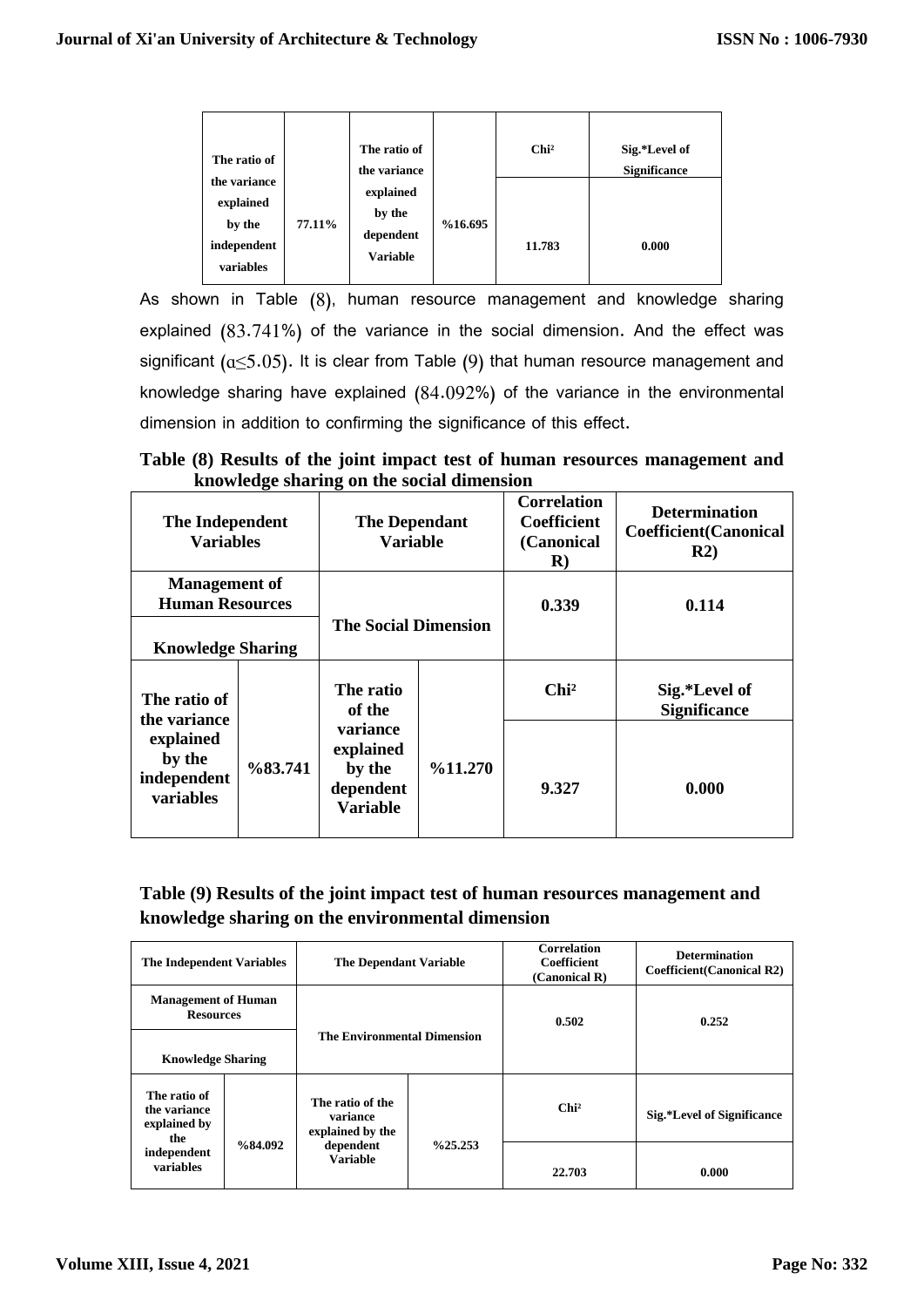| The ratio of the variance explained by the independent variables | 77.11% | The ratio of the variance explained by the dependent Variable | %16.695 | Chi² | Sig.*Level of Significance |
|---|---|---|---|---|---|
| | | | | 11.783 | 0.000 |

As shown in Table (8), human resource management and knowledge sharing explained (83.741%) of the variance in the social dimension. And the effect was significant ($\alpha \leq 5.05$). It is clear from Table (9) that human resource management and knowledge sharing have explained (84.092%) of the variance in the environmental dimension in addition to confirming the significance of this effect.

**Table (8) Results of the joint impact test of human resources management and knowledge sharing on the social dimension**

| The Independent Variables | | The Dependant Variable | | Correlation Coefficient (Canonical R) | Determination Coefficient(Canonical R2) |
|---|---|---|---|---|---|
| Management of Human Resources | | The Social Dimension | | 0.339 | 0.114 |
| Knowledge Sharing | | | | | |
| The ratio of the variance explained by the independent variables | %83.741 | The ratio of the variance explained by the dependent Variable | %11.270 | Chi² | Sig.*Level of Significance |
| | | | | 9.327 | 0.000 |

**Table (9) Results of the joint impact test of human resources management and knowledge sharing on the environmental dimension**

| The Independent Variables | | The Dependant Variable | | Correlation Coefficient (Canonical R) | Determination Coefficient(Canonical R2) |
|---|---|---|---|---|---|
| Management of Human Resources | | The Environmental Dimension | | 0.502 | 0.252 |
| Knowledge Sharing | | | | | |
| The ratio of the variance explained by the independent variables | %84.092 | The ratio of the variance explained by the dependent Variable | %25.253 | Chi² | Sig.*Level of Significance |
| | | | | 22.703 | 0.000 |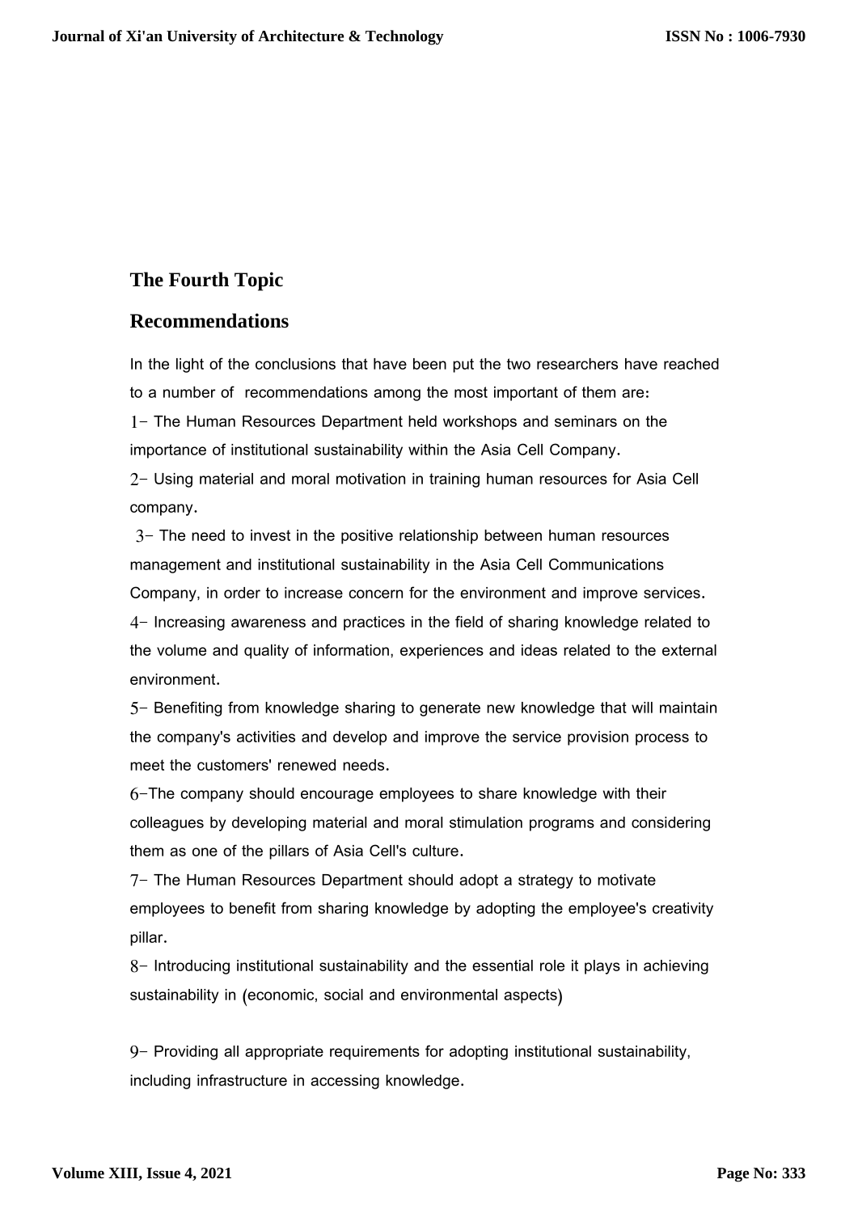## The Fourth Topic

## Recommendations

In the light of the conclusions that have been put the two researchers have reached to a number of recommendations among the most important of them are:

1- The Human Resources Department held workshops and seminars on the importance of institutional sustainability within the Asia Cell Company.

2- Using material and moral motivation in training human resources for Asia Cell company.

3- The need to invest in the positive relationship between human resources management and institutional sustainability in the Asia Cell Communications Company, in order to increase concern for the environment and improve services.

4- Increasing awareness and practices in the field of sharing knowledge related to the volume and quality of information, experiences and ideas related to the external environment.

5- Benefiting from knowledge sharing to generate new knowledge that will maintain the company's activities and develop and improve the service provision process to meet the customers' renewed needs.

6-The company should encourage employees to share knowledge with their colleagues by developing material and moral stimulation programs and considering them as one of the pillars of Asia Cell's culture.

7- The Human Resources Department should adopt a strategy to motivate employees to benefit from sharing knowledge by adopting the employee's creativity pillar.

8- Introducing institutional sustainability and the essential role it plays in achieving sustainability in (economic, social and environmental aspects)

9- Providing all appropriate requirements for adopting institutional sustainability, including infrastructure in accessing knowledge.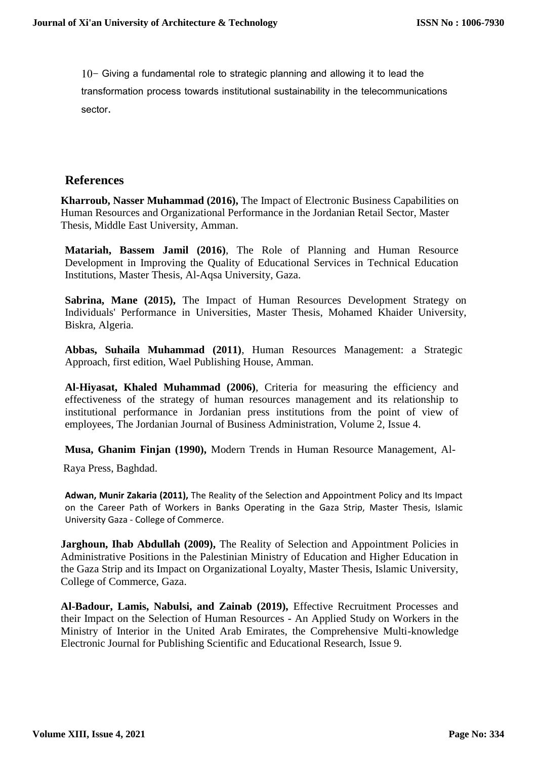10- Giving a fundamental role to strategic planning and allowing it to lead the transformation process towards institutional sustainability in the telecommunications sector.

## References

**Kharroub, Nasser Muhammad (2016),** The Impact of Electronic Business Capabilities on Human Resources and Organizational Performance in the Jordanian Retail Sector, Master Thesis, Middle East University, Amman.

**Matariah, Bassem Jamil (2016)**, The Role of Planning and Human Resource Development in Improving the Quality of Educational Services in Technical Education Institutions, Master Thesis, Al-Aqsa University, Gaza.

**Sabrina, Mane (2015),** The Impact of Human Resources Development Strategy on Individuals' Performance in Universities, Master Thesis, Mohamed Khaider University, Biskra, Algeria.

**Abbas, Suhaila Muhammad (2011)**, Human Resources Management: a Strategic Approach, first edition, Wael Publishing House, Amman.

**Al-Hiyasat, Khaled Muhammad (2006)**, Criteria for measuring the efficiency and effectiveness of the strategy of human resources management and its relationship to institutional performance in Jordanian press institutions from the point of view of employees, The Jordanian Journal of Business Administration, Volume 2, Issue 4.

**Musa, Ghanim Finjan (1990),** Modern Trends in Human Resource Management, Al-Raya Press, Baghdad.

**Adwan, Munir Zakaria (2011),** The Reality of the Selection and Appointment Policy and Its Impact on the Career Path of Workers in Banks Operating in the Gaza Strip, Master Thesis, Islamic University Gaza - College of Commerce.

**Jarghoun, Ihab Abdullah (2009),** The Reality of Selection and Appointment Policies in Administrative Positions in the Palestinian Ministry of Education and Higher Education in the Gaza Strip and its Impact on Organizational Loyalty, Master Thesis, Islamic University, College of Commerce, Gaza.

**Al-Badour, Lamis, Nabulsi, and Zainab (2019),** Effective Recruitment Processes and their Impact on the Selection of Human Resources - An Applied Study on Workers in the Ministry of Interior in the United Arab Emirates, the Comprehensive Multi-knowledge Electronic Journal for Publishing Scientific and Educational Research, Issue 9.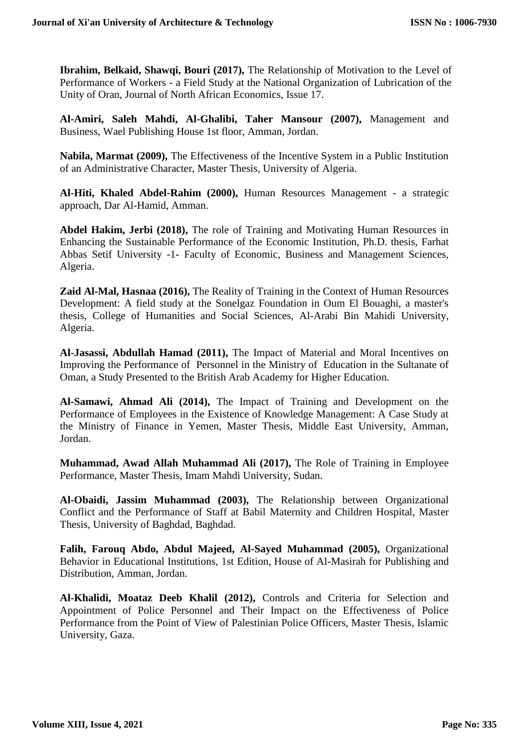**Ibrahim, Belkaid, Shawqi, Bouri (2017),** The Relationship of Motivation to the Level of Performance of Workers - a Field Study at the National Organization of Lubrication of the Unity of Oran, Journal of North African Economics, Issue 17.

**Al-Amiri, Saleh Mahdi, Al-Ghalibi, Taher Mansour (2007),** Management and Business, Wael Publishing House 1st floor, Amman, Jordan.

**Nabila, Marmat (2009),** The Effectiveness of the Incentive System in a Public Institution of an Administrative Character, Master Thesis, University of Algeria.

**Al-Hiti, Khaled Abdel-Rahim (2000),** Human Resources Management - a strategic approach, Dar Al-Hamid, Amman.

**Abdel Hakim, Jerbi (2018),** The role of Training and Motivating Human Resources in Enhancing the Sustainable Performance of the Economic Institution, Ph.D. thesis, Farhat Abbas Setif University -1- Faculty of Economic, Business and Management Sciences, Algeria.

**Zaid Al-Mal, Hasnaa (2016),** The Reality of Training in the Context of Human Resources Development: A field study at the Sonelgaz Foundation in Oum El Bouaghi, a master's thesis, College of Humanities and Social Sciences, Al-Arabi Bin Mahidi University, Algeria.

**Al-Jasassi, Abdullah Hamad (2011),** The Impact of Material and Moral Incentives on Improving the Performance of Personnel in the Ministry of Education in the Sultanate of Oman, a Study Presented to the British Arab Academy for Higher Education.

**Al-Samawi, Ahmad Ali (2014),** The Impact of Training and Development on the Performance of Employees in the Existence of Knowledge Management: A Case Study at the Ministry of Finance in Yemen, Master Thesis, Middle East University, Amman, Jordan.

**Muhammad, Awad Allah Muhammad Ali (2017),** The Role of Training in Employee Performance, Master Thesis, Imam Mahdi University, Sudan.

**Al-Obaidi, Jassim Muhammad (2003),** The Relationship between Organizational Conflict and the Performance of Staff at Babil Maternity and Children Hospital, Master Thesis, University of Baghdad, Baghdad.

**Falih, Farouq Abdo, Abdul Majeed, Al-Sayed Muhammad (2005),** Organizational Behavior in Educational Institutions, 1st Edition, House of Al-Masirah for Publishing and Distribution, Amman, Jordan.

**Al-Khalidi, Moataz Deeb Khalil (2012),** Controls and Criteria for Selection and Appointment of Police Personnel and Their Impact on the Effectiveness of Police Performance from the Point of View of Palestinian Police Officers, Master Thesis, Islamic University, Gaza.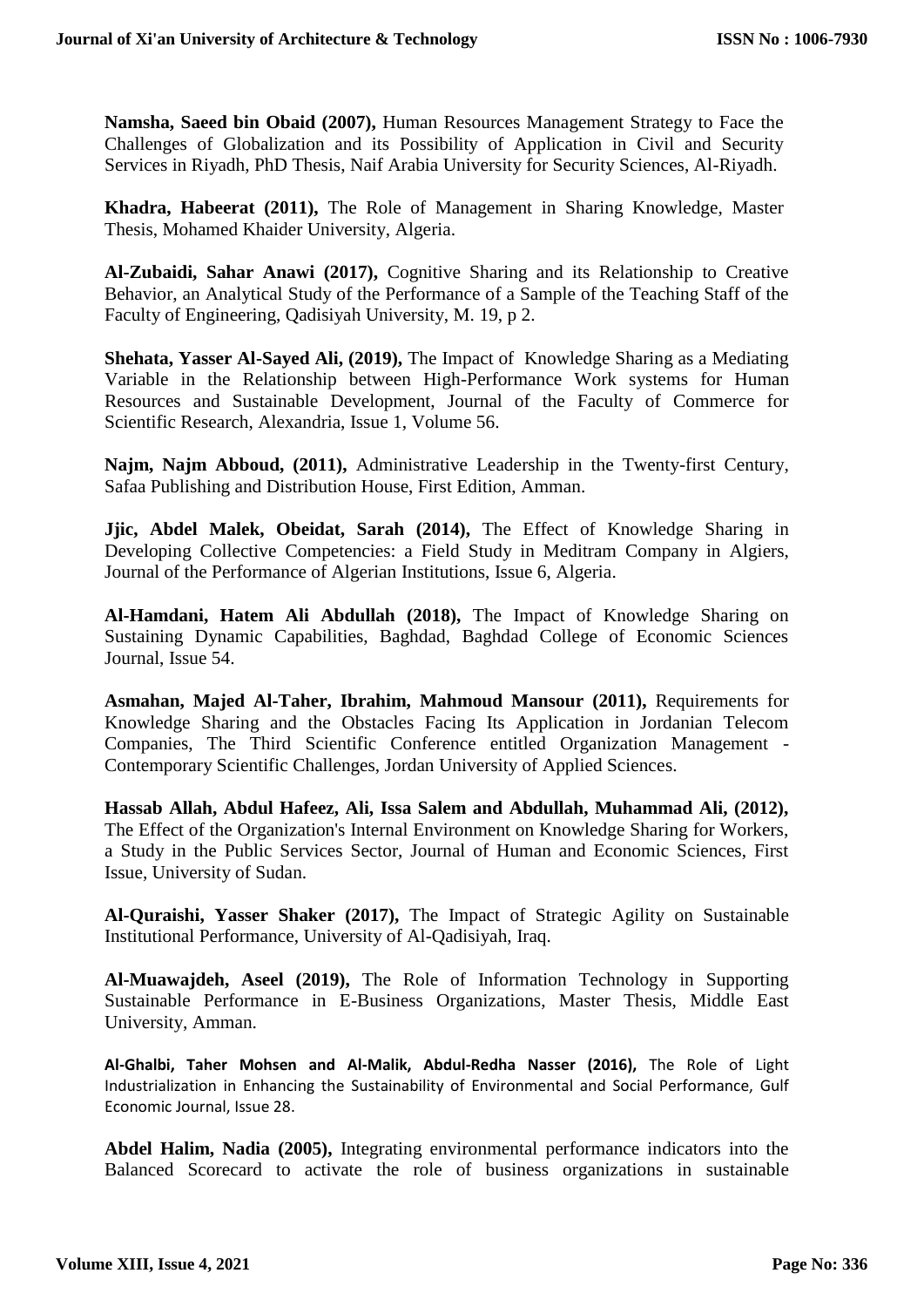**Namsha, Saeed bin Obaid (2007),** Human Resources Management Strategy to Face the Challenges of Globalization and its Possibility of Application in Civil and Security Services in Riyadh, PhD Thesis, Naif Arabia University for Security Sciences, Al-Riyadh.

**Khadra, Habeerat (2011),** The Role of Management in Sharing Knowledge, Master Thesis, Mohamed Khaider University, Algeria.

**Al-Zubaidi, Sahar Anawi (2017),** Cognitive Sharing and its Relationship to Creative Behavior, an Analytical Study of the Performance of a Sample of the Teaching Staff of the Faculty of Engineering, Qadisiyah University, M. 19, p 2.

**Shehata, Yasser Al-Sayed Ali, (2019),** The Impact of Knowledge Sharing as a Mediating Variable in the Relationship between High-Performance Work systems for Human Resources and Sustainable Development, Journal of the Faculty of Commerce for Scientific Research, Alexandria, Issue 1, Volume 56.

**Najm, Najm Abboud, (2011),** Administrative Leadership in the Twenty-first Century, Safaa Publishing and Distribution House, First Edition, Amman.

**Jjic, Abdel Malek, Obeidat, Sarah (2014),** The Effect of Knowledge Sharing in Developing Collective Competencies: a Field Study in Meditram Company in Algiers, Journal of the Performance of Algerian Institutions, Issue 6, Algeria.

**Al-Hamdani, Hatem Ali Abdullah (2018),** The Impact of Knowledge Sharing on Sustaining Dynamic Capabilities, Baghdad, Baghdad College of Economic Sciences Journal, Issue 54.

**Asmahan, Majed Al-Taher, Ibrahim, Mahmoud Mansour (2011),** Requirements for Knowledge Sharing and the Obstacles Facing Its Application in Jordanian Telecom Companies, The Third Scientific Conference entitled Organization Management - Contemporary Scientific Challenges, Jordan University of Applied Sciences.

**Hassab Allah, Abdul Hafeez, Ali, Issa Salem and Abdullah, Muhammad Ali, (2012),** The Effect of the Organization's Internal Environment on Knowledge Sharing for Workers, a Study in the Public Services Sector, Journal of Human and Economic Sciences, First Issue, University of Sudan.

**Al-Quraishi, Yasser Shaker (2017),** The Impact of Strategic Agility on Sustainable Institutional Performance, University of Al-Qadisiyah, Iraq.

**Al-Muawajdeh, Aseel (2019),** The Role of Information Technology in Supporting Sustainable Performance in E-Business Organizations, Master Thesis, Middle East University, Amman.

**Al-Ghalbi, Taher Mohsen and Al-Malik, Abdul-Redha Nasser (2016),** The Role of Light Industrialization in Enhancing the Sustainability of Environmental and Social Performance, Gulf Economic Journal, Issue 28.

**Abdel Halim, Nadia (2005),** Integrating environmental performance indicators into the Balanced Scorecard to activate the role of business organizations in sustainable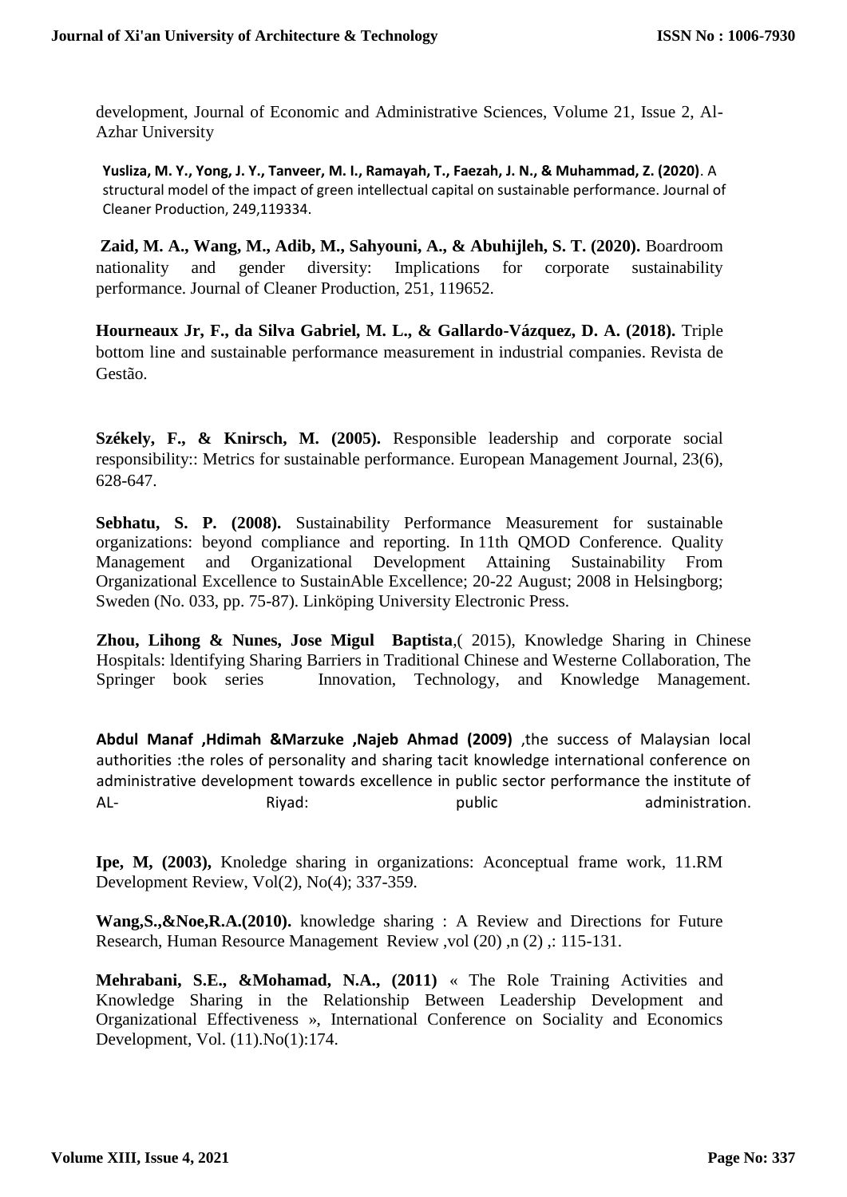development, Journal of Economic and Administrative Sciences, Volume 21, Issue 2, Al-Azhar University

**Yusliza, M. Y., Yong, J. Y., Tanveer, M. I., Ramayah, T., Faezah, J. N., & Muhammad, Z. (2020)**. A structural model of the impact of green intellectual capital on sustainable performance. Journal of Cleaner Production, 249,119334.

**Zaid, M. A., Wang, M., Adib, M., Sahyouni, A., & Abuhijleh, S. T. (2020).** Boardroom nationality and gender diversity: Implications for corporate sustainability performance. Journal of Cleaner Production, 251, 119652.

**Hourneaux Jr, F., da Silva Gabriel, M. L., & Gallardo-Vázquez, D. A. (2018).** Triple bottom line and sustainable performance measurement in industrial companies. Revista de Gestão.

**Székely, F., & Knirsch, M. (2005).** Responsible leadership and corporate social responsibility:: Metrics for sustainable performance. European Management Journal, 23(6), 628-647.

**Sebhatu, S. P. (2008).** Sustainability Performance Measurement for sustainable organizations: beyond compliance and reporting. In 11th QMOD Conference. Quality Management and Organizational Development Attaining Sustainability From Organizational Excellence to SustainAble Excellence; 20-22 August; 2008 in Helsingborg; Sweden (No. 033, pp. 75-87). Linköping University Electronic Press.

**Zhou, Lihong & Nunes, Jose Migul Baptista**,( 2015), Knowledge Sharing in Chinese Hospitals: ldentifying Sharing Barriers in Traditional Chinese and Westerne Collaboration, The Springer book series Innovation, Technology, and Knowledge Management.

**Abdul Manaf ,Hdimah &Marzuke ,Najeb Ahmad (2009)** ,the success of Malaysian local authorities :the roles of personality and sharing tacit knowledge international conference on administrative development towards excellence in public sector performance the institute of AL- Riyad: public administration.

**Ipe, M, (2003),** Knoledge sharing in organizations: Aconceptual frame work, 11.RM Development Review, Vol(2), No(4); 337-359.

**Wang,S.,&Noe,R.A.(2010).** knowledge sharing : A Review and Directions for Future Research, Human Resource Management Review ,vol (20) ,n (2) ,: 115-131.

**Mehrabani, S.E., &Mohamad, N.A., (2011)** « The Role Training Activities and Knowledge Sharing in the Relationship Between Leadership Development and Organizational Effectiveness », International Conference on Sociality and Economics Development, Vol. (11).No(1):174.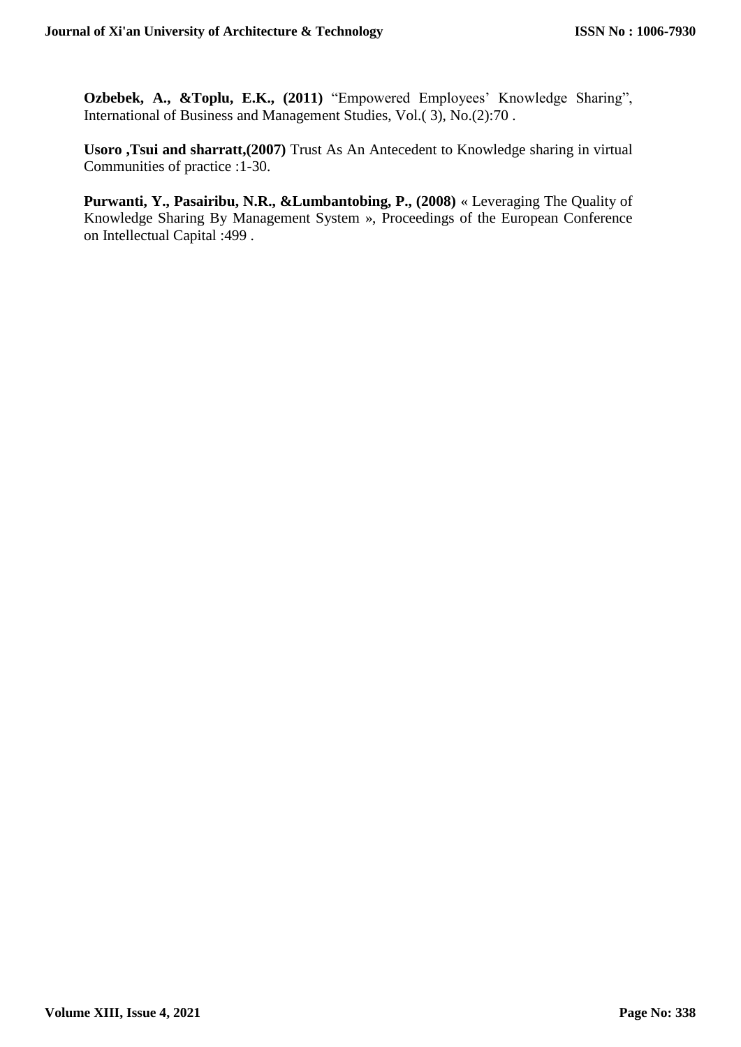**Ozbebek, A., &Toplu, E.K., (2011)** “Empowered Employees’ Knowledge Sharing”, International of Business and Management Studies, Vol.( 3), No.(2):70 .

**Usoro ,Tsui and sharratt,(2007)** Trust As An Antecedent to Knowledge sharing in virtual Communities of practice :1-30.

**Purwanti, Y., Pasairibu, N.R., &Lumbantobing, P., (2008)** « Leveraging The Quality of Knowledge Sharing By Management System », Proceedings of the European Conference on Intellectual Capital :499 .